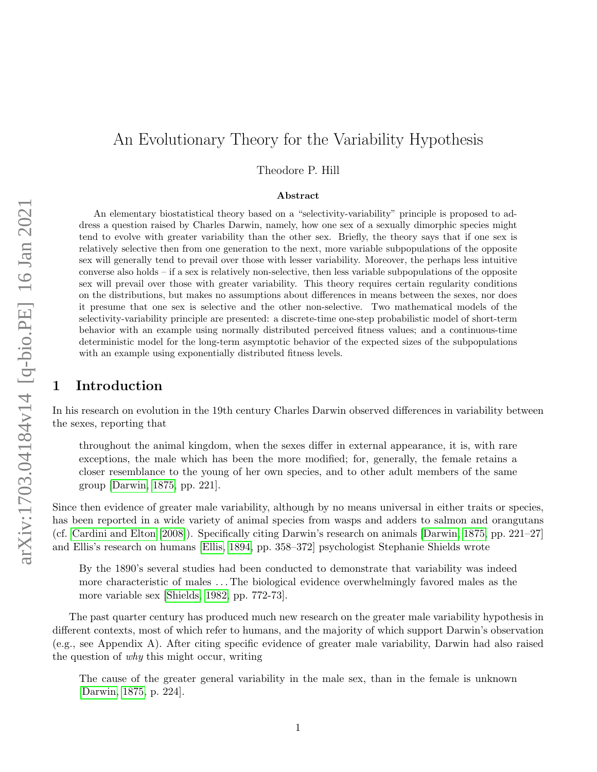# An Evolutionary Theory for the Variability Hypothesis

Theodore P. Hill

### Abstract

An elementary biostatistical theory based on a "selectivity-variability" principle is proposed to address a question raised by Charles Darwin, namely, how one sex of a sexually dimorphic species might tend to evolve with greater variability than the other sex. Briefly, the theory says that if one sex is relatively selective then from one generation to the next, more variable subpopulations of the opposite sex will generally tend to prevail over those with lesser variability. Moreover, the perhaps less intuitive converse also holds – if a sex is relatively non-selective, then less variable subpopulations of the opposite sex will prevail over those with greater variability. This theory requires certain regularity conditions on the distributions, but makes no assumptions about differences in means between the sexes, nor does it presume that one sex is selective and the other non-selective. Two mathematical models of the selectivity-variability principle are presented: a discrete-time one-step probabilistic model of short-term behavior with an example using normally distributed perceived fitness values; and a continuous-time deterministic model for the long-term asymptotic behavior of the expected sizes of the subpopulations with an example using exponentially distributed fitness levels.

## 1 Introduction

In his research on evolution in the 19th century Charles Darwin observed differences in variability between the sexes, reporting that

> throughout the animal kingdom, when the sexes differ in external appearance, it is, with rare exceptions, the male which has been the more modified; for, generally, the female retains a closer resemblance to the young of her own species, and to other adult members of the same group [Darwin, 1875, pp. 221].

Since then evidence of greater male variability, although by no means universal in either traits or species, has been reported in a wide variety of animal species from wasps and adders to salmon and orangutans (cf. Cardini and Elton [2008]). Specifically citing Darwin's research on animals [Darwin, 1875, pp. 221–27] and Ellis's research on humans [Ellis, 1894, pp. 358–372] psychologist Stephanie Shields wrote

> By the 1890's several studies had been conducted to demonstrate that variability was indeed more characteristic of males ... The biological evidence overwhelmingly favored males as the more variable sex [Shields, 1982, pp. 772-73].

The past quarter century has produced much new research on the greater male variability hypothesis in different contexts, most of which refer to humans, and the majority of which support Darwin's observation (e.g., see Appendix A). After citing specific evidence of greater male variability, Darwin had also raised the question of *why* this might occur, writing

> The cause of the greater general variability in the male sex, than in the female is unknown [Darwin, 1875, p. 224].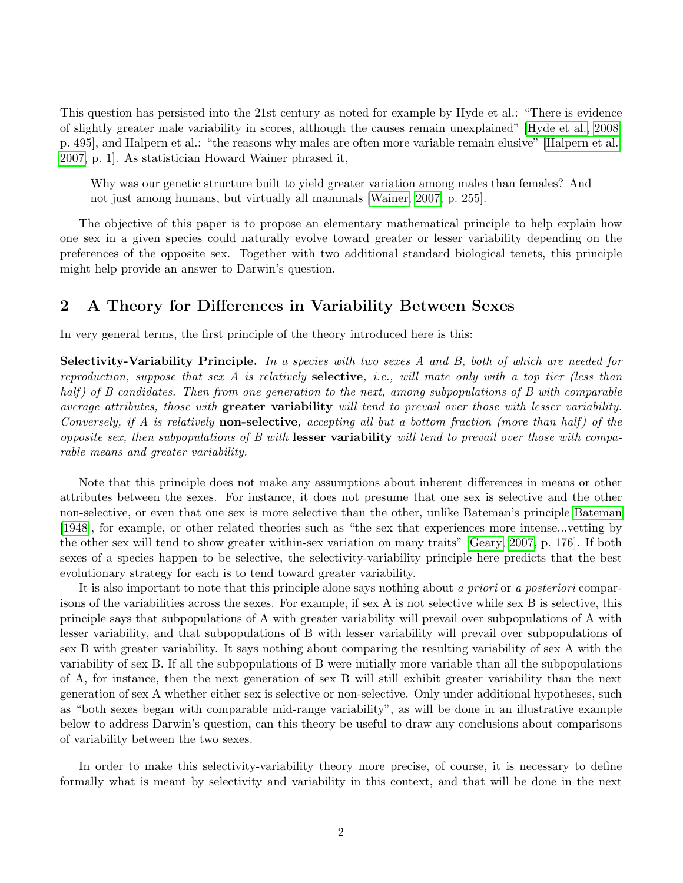This question has persisted into the 21st century as noted for example by Hyde et al.: "There is evidence of slightly greater male variability in scores, although the causes remain unexplained" [Hyde et al., 2008, p. 495], and Halpern et al.: "the reasons why males are often more variable remain elusive" [Halpern et al., 2007, p. 1]. As statistician Howard Wainer phrased it,

> Why was our genetic structure built to yield greater variation among males than females? And not just among humans, but virtually all mammals [Wainer, 2007, p. 255].

The objective of this paper is to propose an elementary mathematical principle to help explain how one sex in a given species could naturally evolve toward greater or lesser variability depending on the preferences of the opposite sex. Together with two additional standard biological tenets, this principle might help provide an answer to Darwin's question.

## 2 A Theory for Differences in Variability Between Sexes

In very general terms, the first principle of the theory introduced here is this:

**Selectivity-Variability Principle.** *In a species with two sexes A and B, both of which are needed for reproduction, suppose that sex A is relatively* **selective***, i.e., will mate only with a top tier (less than half) of B candidates. Then from one generation to the next, among subpopulations of B with comparable average attributes, those with* **greater variability** *will tend to prevail over those with lesser variability. Conversely, if A is relatively* **non-selective***, accepting all but a bottom fraction (more than half) of the opposite sex, then subpopulations of B with* **lesser variability** *will tend to prevail over those with comparable means and greater variability.*

Note that this principle does not make any assumptions about inherent differences in means or other attributes between the sexes. For instance, it does not presume that one sex is selective and the other non-selective, or even that one sex is more selective than the other, unlike Bateman's principle Bateman [1948], for example, or other related theories such as "the sex that experiences more intense...vetting by the other sex will tend to show greater within-sex variation on many traits" [Geary, 2007, p. 176]. If both sexes of a species happen to be selective, the selectivity-variability principle here predicts that the best evolutionary strategy for each is to tend toward greater variability.

It is also important to note that this principle alone says nothing about *a priori* or *a posteriori* comparisons of the variabilities across the sexes. For example, if sex A is not selective while sex B is selective, this principle says that subpopulations of A with greater variability will prevail over subpopulations of A with lesser variability, and that subpopulations of B with lesser variability will prevail over subpopulations of sex B with greater variability. It says nothing about comparing the resulting variability of sex A with the variability of sex B. If all the subpopulations of B were initially more variable than all the subpopulations of A, for instance, then the next generation of sex B will still exhibit greater variability than the next generation of sex A whether either sex is selective or non-selective. Only under additional hypotheses, such as "both sexes began with comparable mid-range variability", as will be done in an illustrative example below to address Darwin's question, can this theory be useful to draw any conclusions about comparisons of variability between the two sexes.

In order to make this selectivity-variability theory more precise, of course, it is necessary to define formally what is meant by selectivity and variability in this context, and that will be done in the next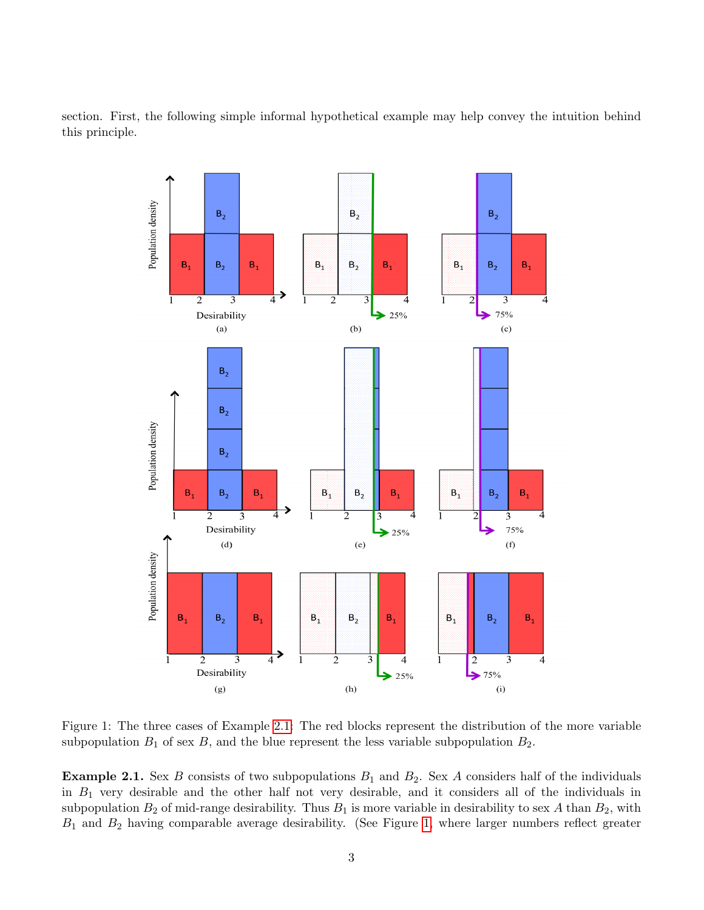section. First, the following simple informal hypothetical example may help convey the intuition behind this principle.

Figure 1: The three cases of Example 2.1: The red blocks represent the distribution of the more variable subpopulation $B_1$ of sex $B$, and the blue represent the less variable subpopulation $B_2$.

**Example 2.1.** Sex $B$ consists of two subpopulations $B_1$ and $B_2$. Sex $A$ considers half of the individuals in $B_1$ very desirable and the other half not very desirable, and it considers all of the individuals in subpopulation $B_2$ of mid-range desirability. Thus $B_1$ is more variable in desirability to sex $A$ than $B_2$, with $B_1$ and $B_2$ having comparable average desirability. (See Figure 1, where larger numbers reflect greater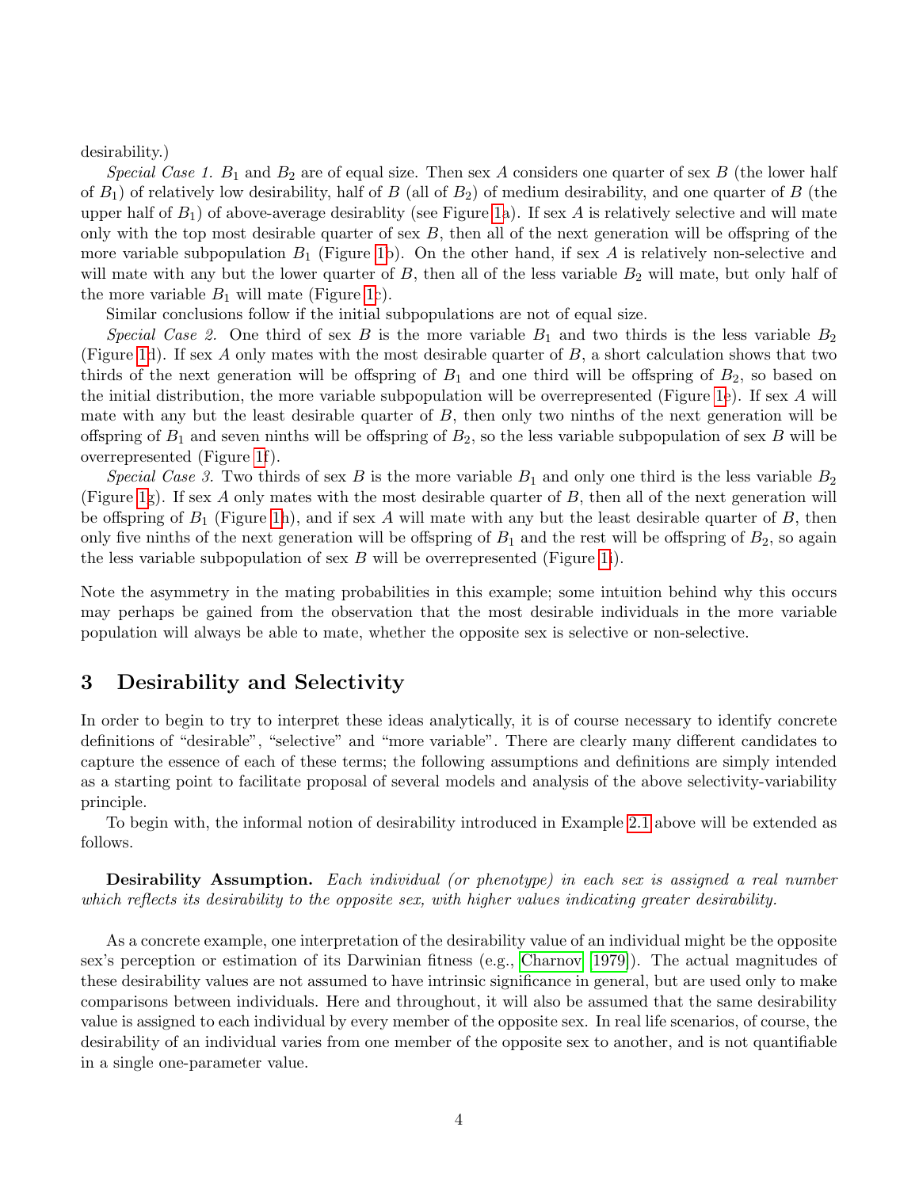desirability.)

*Special Case 1.* $B_1$ and $B_2$ are of equal size. Then sex $A$ considers one quarter of sex $B$ (the lower half of $B_1$) of relatively low desirability, half of $B$ (all of $B_2$) of medium desirability, and one quarter of $B$ (the upper half of $B_1$) of above-average desirablity (see Figure 1a). If sex $A$ is relatively selective and will mate only with the top most desirable quarter of sex $B$, then all of the next generation will be offspring of the more variable subpopulation $B_1$ (Figure 1b). On the other hand, if sex $A$ is relatively non-selective and will mate with any but the lower quarter of $B$, then all of the less variable $B_2$ will mate, but only half of the more variable $B_1$ will mate (Figure 1c).

Similar conclusions follow if the initial subpopulations are not of equal size.

*Special Case 2.* One third of sex $B$ is the more variable $B_1$ and two thirds is the less variable $B_2$ (Figure 1d). If sex $A$ only mates with the most desirable quarter of $B$, a short calculation shows that two thirds of the next generation will be offspring of $B_1$ and one third will be offspring of $B_2$, so based on the initial distribution, the more variable subpopulation will be overrepresented (Figure 1e). If sex $A$ will mate with any but the least desirable quarter of $B$, then only two ninths of the next generation will be offspring of $B_1$ and seven ninths will be offspring of $B_2$, so the less variable subpopulation of sex $B$ will be overrepresented (Figure 1f).

*Special Case 3.* Two thirds of sex $B$ is the more variable $B_1$ and only one third is the less variable $B_2$ (Figure 1g). If sex $A$ only mates with the most desirable quarter of $B$, then all of the next generation will be offspring of $B_1$ (Figure 1h), and if sex $A$ will mate with any but the least desirable quarter of $B$, then only five ninths of the next generation will be offspring of $B_1$ and the rest will be offspring of $B_2$, so again the less variable subpopulation of sex $B$ will be overrepresented (Figure 1i).

Note the asymmetry in the mating probabilities in this example; some intuition behind why this occurs may perhaps be gained from the observation that the most desirable individuals in the more variable population will always be able to mate, whether the opposite sex is selective or non-selective.

## 3 Desirability and Selectivity

In order to begin to try to interpret these ideas analytically, it is of course necessary to identify concrete definitions of "desirable", "selective" and "more variable". There are clearly many different candidates to capture the essence of each of these terms; the following assumptions and definitions are simply intended as a starting point to facilitate proposal of several models and analysis of the above selectivity-variability principle.

To begin with, the informal notion of desirability introduced in Example 2.1 above will be extended as follows.

**Desirability Assumption.** *Each individual (or phenotype) in each sex is assigned a real number which reflects its desirability to the opposite sex, with higher values indicating greater desirability.*

As a concrete example, one interpretation of the desirability value of an individual might be the opposite sex's perception or estimation of its Darwinian fitness (e.g., Charnov [1979]). The actual magnitudes of these desirability values are not assumed to have intrinsic significance in general, but are used only to make comparisons between individuals. Here and throughout, it will also be assumed that the same desirability value is assigned to each individual by every member of the opposite sex. In real life scenarios, of course, the desirability of an individual varies from one member of the opposite sex to another, and is not quantifiable in a single one-parameter value.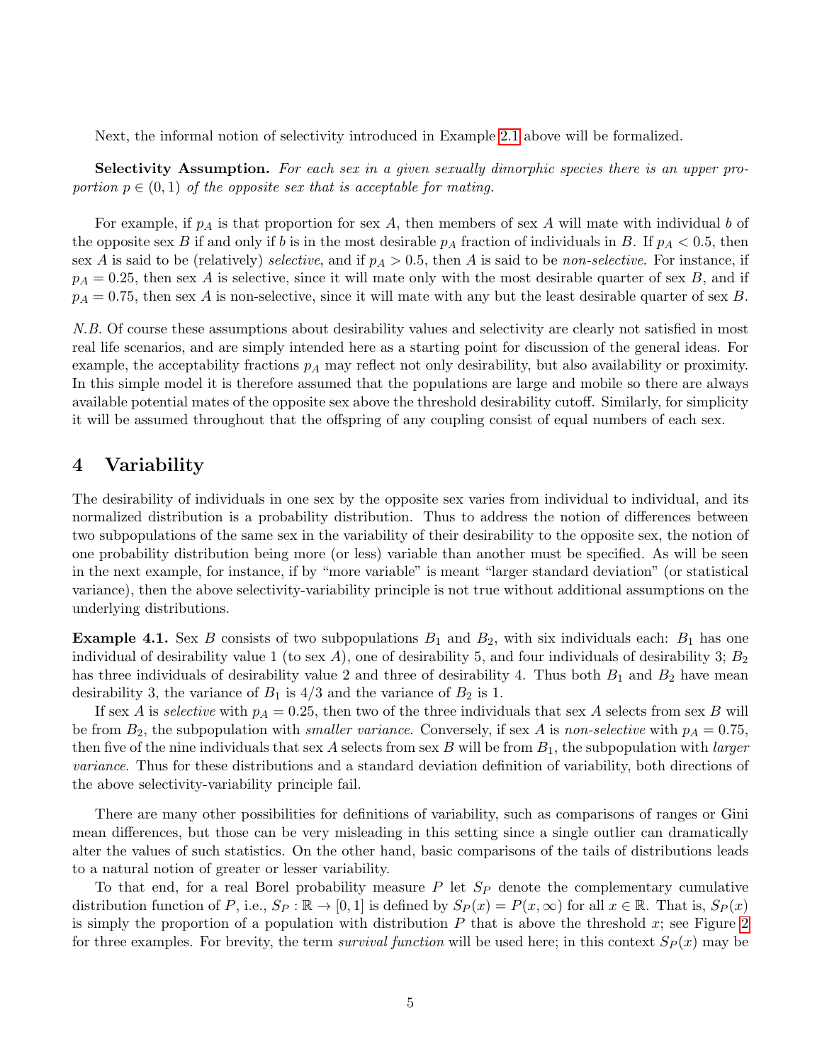Next, the informal notion of selectivity introduced in Example 2.1 above will be formalized.

**Selectivity Assumption.** *For each sex in a given sexually dimorphic species there is an upper proportion $p \in (0, 1)$ of the opposite sex that is acceptable for mating.*

For example, if $p_A$ is that proportion for sex $A$, then members of sex $A$ will mate with individual $b$ of the opposite sex $B$ if and only if $b$ is in the most desirable $p_A$ fraction of individuals in $B$. If $p_A < 0.5$, then sex $A$ is said to be (relatively) *selective*, and if $p_A > 0.5$, then $A$ is said to be *non-selective*. For instance, if $p_A = 0.25$, then sex $A$ is selective, since it will mate only with the most desirable quarter of sex $B$, and if $p_A = 0.75$, then sex $A$ is non-selective, since it will mate with any but the least desirable quarter of sex $B$.

*N.B.* Of course these assumptions about desirability values and selectivity are clearly not satisfied in most real life scenarios, and are simply intended here as a starting point for discussion of the general ideas. For example, the acceptability fractions $p_A$ may reflect not only desirability, but also availability or proximity. In this simple model it is therefore assumed that the populations are large and mobile so there are always available potential mates of the opposite sex above the threshold desirability cutoff. Similarly, for simplicity it will be assumed throughout that the offspring of any coupling consist of equal numbers of each sex.

# 4 Variability

The desirability of individuals in one sex by the opposite sex varies from individual to individual, and its normalized distribution is a probability distribution. Thus to address the notion of differences between two subpopulations of the same sex in the variability of their desirability to the opposite sex, the notion of one probability distribution being more (or less) variable than another must be specified. As will be seen in the next example, for instance, if by "more variable" is meant "larger standard deviation" (or statistical variance), then the above selectivity-variability principle is not true without additional assumptions on the underlying distributions.

**Example 4.1.** Sex $B$ consists of two subpopulations $B_1$ and $B_2$, with six individuals each: $B_1$ has one individual of desirability value 1 (to sex $A$), one of desirability 5, and four individuals of desirability 3; $B_2$ has three individuals of desirability value 2 and three of desirability 4. Thus both $B_1$ and $B_2$ have mean desirability 3, the variance of $B_1$ is $4/3$ and the variance of $B_2$ is 1.

If sex $A$ is *selective* with $p_A = 0.25$, then two of the three individuals that sex $A$ selects from sex $B$ will be from $B_2$, the subpopulation with *smaller variance*. Conversely, if sex $A$ is *non-selective* with $p_A = 0.75$, then five of the nine individuals that sex $A$ selects from sex $B$ will be from $B_1$, the subpopulation with *larger variance*. Thus for these distributions and a standard deviation definition of variability, both directions of the above selectivity-variability principle fail.

There are many other possibilities for definitions of variability, such as comparisons of ranges or Gini mean differences, but those can be very misleading in this setting since a single outlier can dramatically alter the values of such statistics. On the other hand, basic comparisons of the tails of distributions leads to a natural notion of greater or lesser variability.

To that end, for a real Borel probability measure $P$ let $S_P$ denote the complementary cumulative distribution function of $P$, i.e., $S_P : \mathbb{R} \to [0, 1]$ is defined by $S_P(x) = P(x, \infty)$ for all $x \in \mathbb{R}$. That is, $S_P(x)$ is simply the proportion of a population with distribution $P$ that is above the threshold $x$; see Figure 2 for three examples. For brevity, the term *survival function* will be used here; in this context $S_P(x)$ may be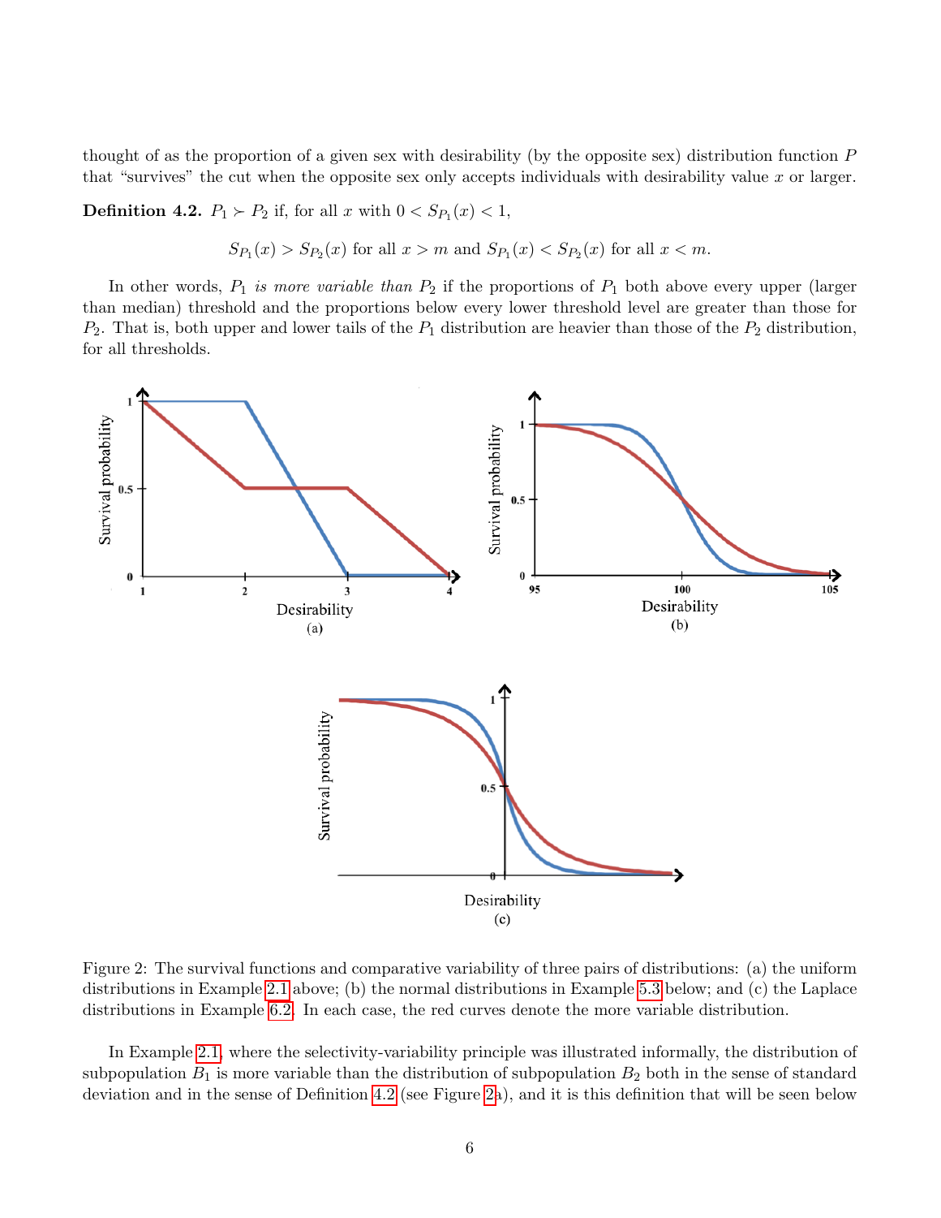thought of as the proportion of a given sex with desirability (by the opposite sex) distribution function $P$ that "survives" the cut when the opposite sex only accepts individuals with desirability value $x$ or larger.

**Definition 4.2.** $P_1 \succ P_2$ if, for all $x$ with $0 < S_{P_1}(x) < 1$,

$$S_{P_1}(x) > S_{P_2}(x) \text{ for all } x > m \text{ and } S_{P_1}(x) < S_{P_2}(x) \text{ for all } x < m.$$

In other words, $P_1$ *is more variable than* $P_2$ if the proportions of $P_1$ both above every upper (larger than median) threshold and the proportions below every lower threshold level are greater than those for $P_2$. That is, both upper and lower tails of the $P_1$ distribution are heavier than those of the $P_2$ distribution, for all thresholds.

Figure 2: The survival functions and comparative variability of three pairs of distributions: (a) the uniform distributions in Example 2.1 above; (b) the normal distributions in Example 5.3 below; and (c) the Laplace distributions in Example 6.2. In each case, the red curves denote the more variable distribution.

In Example 2.1, where the selectivity-variability principle was illustrated informally, the distribution of subpopulation $B_1$ is more variable than the distribution of subpopulation $B_2$ both in the sense of standard deviation and in the sense of Definition 4.2 (see Figure 2a), and it is this definition that will be seen below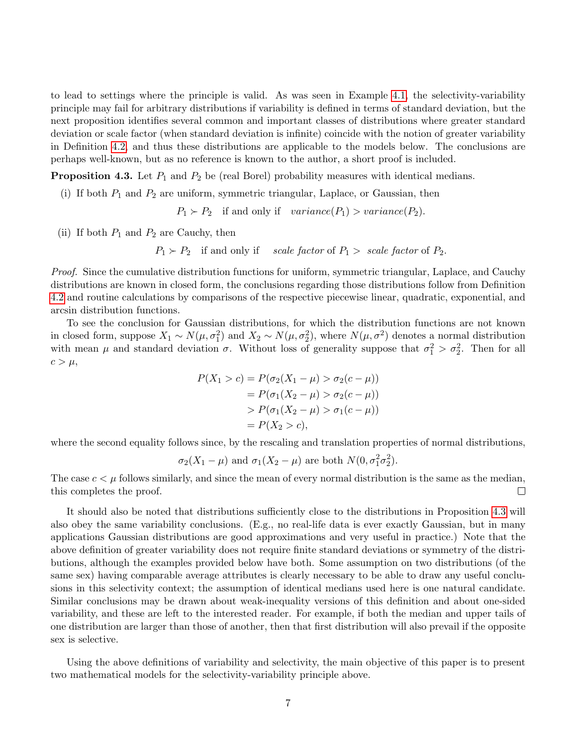to lead to settings where the principle is valid. As was seen in Example 4.1, the selectivity-variability principle may fail for arbitrary distributions if variability is defined in terms of standard deviation, but the next proposition identifies several common and important classes of distributions where greater standard deviation or scale factor (when standard deviation is infinite) coincide with the notion of greater variability in Definition 4.2, and thus these distributions are applicable to the models below. The conclusions are perhaps well-known, but as no reference is known to the author, a short proof is included.

**Proposition 4.3.** Let $P_1$ and $P_2$ be (real Borel) probability measures with identical medians.

(i) If both $P_1$ and $P_2$ are uniform, symmetric triangular, Laplace, or Gaussian, then

$$P_1 \succ P_2 \quad \text{if and only if} \quad \textit{variance}(P_1) > \textit{variance}(P_2).$$

(ii) If both $P_1$ and $P_2$ are Cauchy, then

$$P_1 \succ P_2 \quad \text{if and only if} \quad \textit{scale factor of } P_1 > \textit{ scale factor of } P_2.$$

*Proof.* Since the cumulative distribution functions for uniform, symmetric triangular, Laplace, and Cauchy distributions are known in closed form, the conclusions regarding those distributions follow from Definition 4.2 and routine calculations by comparisons of the respective piecewise linear, quadratic, exponential, and arcsin distribution functions.

To see the conclusion for Gaussian distributions, for which the distribution functions are not known in closed form, suppose $X_1 \sim N(\mu, \sigma_1^2)$ and $X_2 \sim N(\mu, \sigma_2^2)$, where $N(\mu, \sigma^2)$ denotes a normal distribution with mean $\mu$ and standard deviation $\sigma$. Without loss of generality suppose that $\sigma_1^2 > \sigma_2^2$. Then for all $c > \mu$,

$$\begin{aligned}
P(X_1 > c) &= P(\sigma_2(X_1 - \mu) > \sigma_2(c - \mu)) \\
&= P(\sigma_1(X_2 - \mu) > \sigma_2(c - \mu)) \\
&> P(\sigma_1(X_2 - \mu) > \sigma_1(c - \mu)) \\
&= P(X_2 > c),
\end{aligned}$$

where the second equality follows since, by the rescaling and translation properties of normal distributions,

$$\sigma_2(X_1 - \mu) \text{ and } \sigma_1(X_2 - \mu) \text{ are both } N(0, \sigma_1^2\sigma_2^2).$$

The case $c < \mu$ follows similarly, and since the mean of every normal distribution is the same as the median, this completes the proof. ☐

It should also be noted that distributions sufficiently close to the distributions in Proposition 4.3 will also obey the same variability conclusions. (E.g., no real-life data is ever exactly Gaussian, but in many applications Gaussian distributions are good approximations and very useful in practice.) Note that the above definition of greater variability does not require finite standard deviations or symmetry of the distributions, although the examples provided below have both. Some assumption on two distributions (of the same sex) having comparable average attributes is clearly necessary to be able to draw any useful conclusions in this selectivity context; the assumption of identical medians used here is one natural candidate. Similar conclusions may be drawn about weak-inequality versions of this definition and about one-sided variability, and these are left to the interested reader. For example, if both the median and upper tails of one distribution are larger than those of another, then that first distribution will also prevail if the opposite sex is selective.

Using the above definitions of variability and selectivity, the main objective of this paper is to present two mathematical models for the selectivity-variability principle above.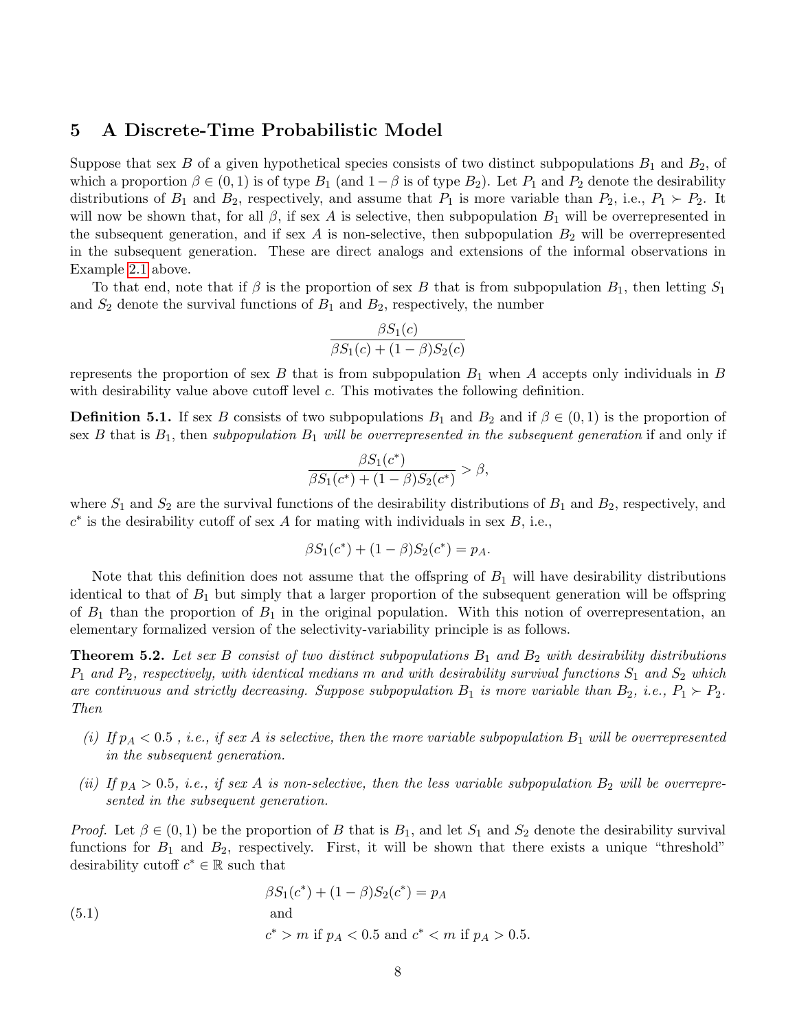## 5 A Discrete-Time Probabilistic Model

Suppose that sex $B$ of a given hypothetical species consists of two distinct subpopulations $B_1$ and $B_2$, of which a proportion $\beta \in (0,1)$ is of type $B_1$ (and $1-\beta$ is of type $B_2$). Let $P_1$ and $P_2$ denote the desirability distributions of $B_1$ and $B_2$, respectively, and assume that $P_1$ is more variable than $P_2$, i.e., $P_1 \succ P_2$. It will now be shown that, for all $\beta$, if sex $A$ is selective, then subpopulation $B_1$ will be overrepresented in the subsequent generation, and if sex $A$ is non-selective, then subpopulation $B_2$ will be overrepresented in the subsequent generation. These are direct analogs and extensions of the informal observations in Example 2.1 above.

To that end, note that if $\beta$ is the proportion of sex $B$ that is from subpopulation $B_1$, then letting $S_1$ and $S_2$ denote the survival functions of $B_1$ and $B_2$, respectively, the number

$$\frac{\beta S_1(c)}{\beta S_1(c) + (1-\beta)S_2(c)}$$

represents the proportion of sex $B$ that is from subpopulation $B_1$ when $A$ accepts only individuals in $B$ with desirability value above cutoff level $c$. This motivates the following definition.

**Definition 5.1.** If sex $B$ consists of two subpopulations $B_1$ and $B_2$ and if $\beta \in (0,1)$ is the proportion of sex $B$ that is $B_1$, then *subpopulation $B_1$ will be overrepresented in the subsequent generation* if and only if

$$\frac{\beta S_1(c^*)}{\beta S_1(c^*) + (1-\beta)S_2(c^*)} > \beta,$$

where $S_1$ and $S_2$ are the survival functions of the desirability distributions of $B_1$ and $B_2$, respectively, and $c^*$ is the desirability cutoff of sex $A$ for mating with individuals in sex $B$, i.e.,

$$\beta S_1(c^*) + (1-\beta)S_2(c^*) = p_A.$$

Note that this definition does not assume that the offspring of $B_1$ will have desirability distributions identical to that of $B_1$ but simply that a larger proportion of the subsequent generation will be offspring of $B_1$ than the proportion of $B_1$ in the original population. With this notion of overrepresentation, an elementary formalized version of the selectivity-variability principle is as follows.

**Theorem 5.2.** *Let sex $B$ consist of two distinct subpopulations $B_1$ and $B_2$ with desirability distributions $P_1$ and $P_2$, respectively, with identical medians $m$ and with desirability survival functions $S_1$ and $S_2$ which are continuous and strictly decreasing. Suppose subpopulation $B_1$ is more variable than $B_2$, i.e., $P_1 \succ P_2$. Then*

- *(i) If $p_A < 0.5$ , i.e., if sex $A$ is selective, then the more variable subpopulation $B_1$ will be overrepresented in the subsequent generation.*
- *(ii) If $p_A > 0.5$, i.e., if sex $A$ is non-selective, then the less variable subpopulation $B_2$ will be overrepresented in the subsequent generation.*

*Proof.* Let $\beta \in (0,1)$ be the proportion of $B$ that is $B_1$, and let $S_1$ and $S_2$ denote the desirability survival functions for $B_1$ and $B_2$, respectively. First, it will be shown that there exists a unique "threshold" desirability cutoff $c^* \in \mathbb{R}$ such that

$$\begin{gathered} \beta S_1(c^*) + (1-\beta)S_2(c^*) = p_A \\ \text{and} \\ c^* > m \text{ if } p_A < 0.5 \text{ and } c^* < m \text{ if } p_A > 0.5. \end{gathered} \tag{5.1}$$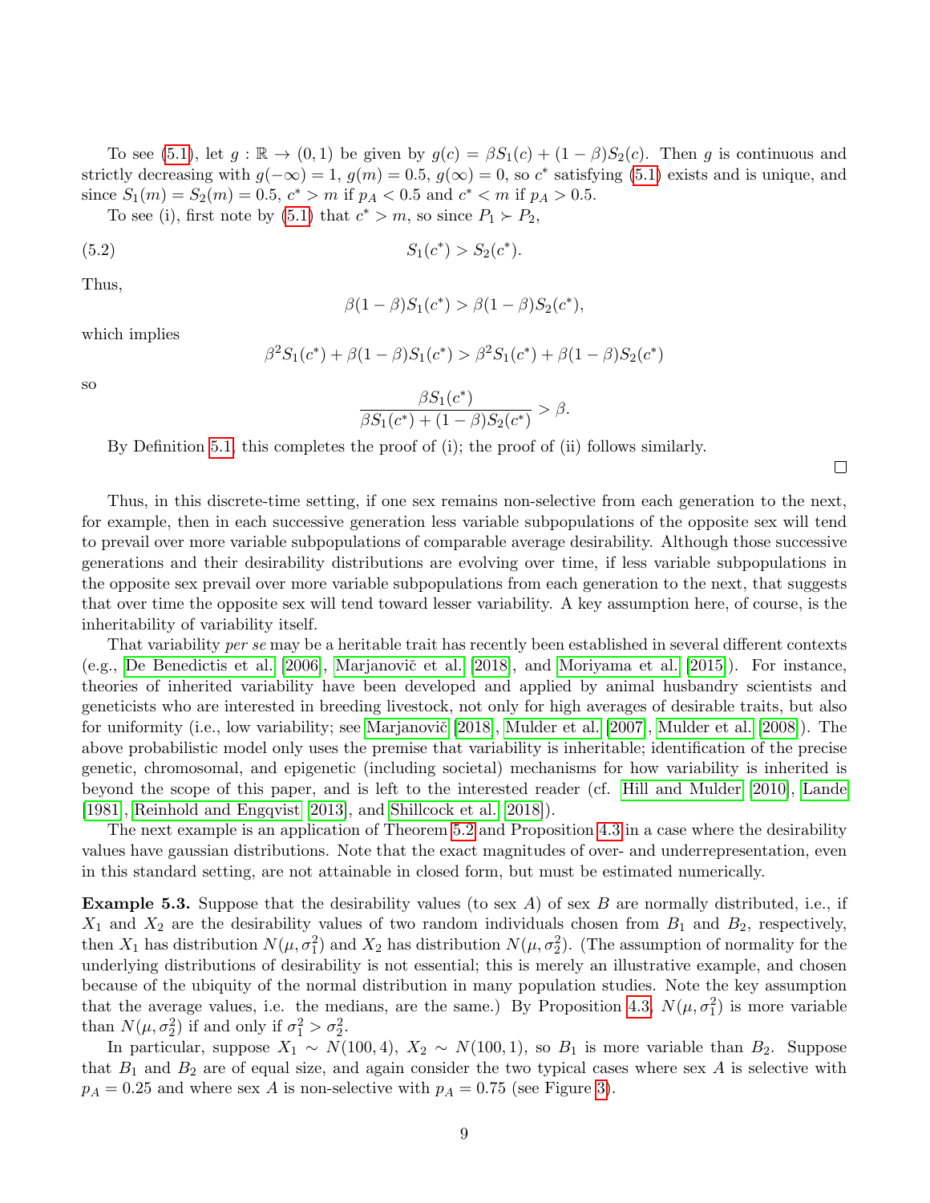To see (5.1), let $g : \mathbb{R} \to (0,1)$ be given by $g(c) = \beta S_1(c) + (1-\beta)S_2(c)$. Then $g$ is continuous and strictly decreasing with $g(-\infty) = 1$, $g(m) = 0.5$, $g(\infty) = 0$, so $c^*$ satisfying (5.1) exists and is unique, and since $S_1(m) = S_2(m) = 0.5$, $c^* > m$ if $p_A < 0.5$ and $c^* < m$ if $p_A > 0.5$.

To see (i), first note by (5.1) that $c^* > m$, so since $P_1 \succ P_2$,

$$S_1(c^*) > S_2(c^*). \tag{5.2}$$

Thus,

$$\beta(1-\beta)S_1(c^*) > \beta(1-\beta)S_2(c^*),$$

which implies

$$\beta^2 S_1(c^*) + \beta(1-\beta)S_1(c^*) > \beta^2 S_1(c^*) + \beta(1-\beta)S_2(c^*)$$

so

$$\frac{\beta S_1(c^*)}{\beta S_1(c^*) + (1-\beta)S_2(c^*)} > \beta.$$

By Definition 5.1, this completes the proof of (i); the proof of (ii) follows similarly.

□

Thus, in this discrete-time setting, if one sex remains non-selective from each generation to the next, for example, then in each successive generation less variable subpopulations of the opposite sex will tend to prevail over more variable subpopulations of comparable average desirability. Although those successive generations and their desirability distributions are evolving over time, if less variable subpopulations in the opposite sex prevail over more variable subpopulations from each generation to the next, that suggests that over time the opposite sex will tend toward lesser variability. A key assumption here, of course, is the inheritability of variability itself.

That variability *per se* may be a heritable trait has recently been established in several different contexts (e.g., De Benedictis et al. [2006], Marjanovič et al. [2018], and Moriyama et al. [2015]). For instance, theories of inherited variability have been developed and applied by animal husbandry scientists and geneticists who are interested in breeding livestock, not only for high averages of desirable traits, but also for uniformity (i.e., low variability; see Marjanovič [2018], Mulder et al. [2007], Mulder et al. [2008]). The above probabilistic model only uses the premise that variability is inheritable; identification of the precise genetic, chromosomal, and epigenetic (including societal) mechanisms for how variability is inherited is beyond the scope of this paper, and is left to the interested reader (cf. Hill and Mulder [2010], Lande [1981], Reinhold and Engqvist [2013], and Shillcock et al. [2018]).

The next example is an application of Theorem 5.2 and Proposition 4.3 in a case where the desirability values have gaussian distributions. Note that the exact magnitudes of over- and underrepresentation, even in this standard setting, are not attainable in closed form, but must be estimated numerically.

**Example 5.3.** Suppose that the desirability values (to sex $A$) of sex $B$ are normally distributed, i.e., if $X_1$ and $X_2$ are the desirability values of two random individuals chosen from $B_1$ and $B_2$, respectively, then $X_1$ has distribution $N(\mu, \sigma_1^2)$ and $X_2$ has distribution $N(\mu, \sigma_2^2)$. (The assumption of normality for the underlying distributions of desirability is not essential; this is merely an illustrative example, and chosen because of the ubiquity of the normal distribution in many population studies. Note the key assumption that the average values, i.e. the medians, are the same.) By Proposition 4.3, $N(\mu, \sigma_1^2)$ is more variable than $N(\mu, \sigma_2^2)$ if and only if $\sigma_1^2 > \sigma_2^2$.

In particular, suppose $X_1 \sim N(100, 4)$, $X_2 \sim N(100, 1)$, so $B_1$ is more variable than $B_2$. Suppose that $B_1$ and $B_2$ are of equal size, and again consider the two typical cases where sex $A$ is selective with $p_A = 0.25$ and where sex $A$ is non-selective with $p_A = 0.75$ (see Figure 3).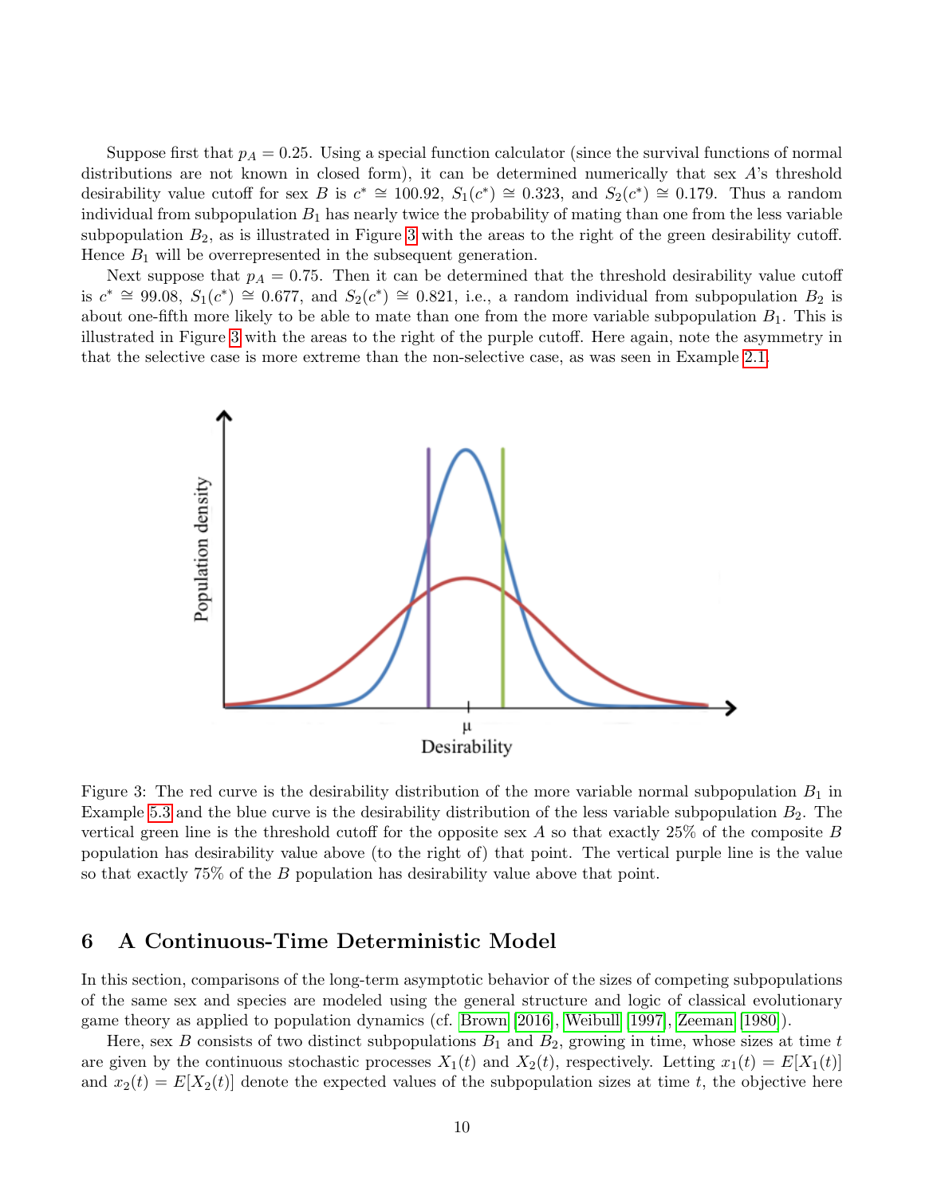Suppose first that $p_A = 0.25$. Using a special function calculator (since the survival functions of normal distributions are not known in closed form), it can be determined numerically that sex $A$'s threshold desirability value cutoff for sex $B$ is $c^* \cong 100.92$, $S_1(c^*) \cong 0.323$, and $S_2(c^*) \cong 0.179$. Thus a random individual from subpopulation $B_1$ has nearly twice the probability of mating than one from the less variable subpopulation $B_2$, as is illustrated in Figure 3 with the areas to the right of the green desirability cutoff. Hence $B_1$ will be overrepresented in the subsequent generation.

Next suppose that $p_A = 0.75$. Then it can be determined that the threshold desirability value cutoff is $c^* \cong 99.08$, $S_1(c^*) \cong 0.677$, and $S_2(c^*) \cong 0.821$, i.e., a random individual from subpopulation $B_2$ is about one-fifth more likely to be able to mate than one from the more variable subpopulation $B_1$. This is illustrated in Figure 3 with the areas to the right of the purple cutoff. Here again, note the asymmetry in that the selective case is more extreme than the non-selective case, as was seen in Example 2.1.

Figure 3: The red curve is the desirability distribution of the more variable normal subpopulation $B_1$ in Example 5.3 and the blue curve is the desirability distribution of the less variable subpopulation $B_2$. The vertical green line is the threshold cutoff for the opposite sex $A$ so that exactly 25% of the composite $B$ population has desirability value above (to the right of) that point. The vertical purple line is the value so that exactly 75% of the $B$ population has desirability value above that point.

## 6 A Continuous-Time Deterministic Model

In this section, comparisons of the long-term asymptotic behavior of the sizes of competing subpopulations of the same sex and species are modeled using the general structure and logic of classical evolutionary game theory as applied to population dynamics (cf. Brown [2016], Weibull [1997], Zeeman [1980]).

Here, sex $B$ consists of two distinct subpopulations $B_1$ and $B_2$, growing in time, whose sizes at time $t$ are given by the continuous stochastic processes $X_1(t)$ and $X_2(t)$, respectively. Letting $x_1(t) = E[X_1(t)]$ and $x_2(t) = E[X_2(t)]$ denote the expected values of the subpopulation sizes at time $t$, the objective here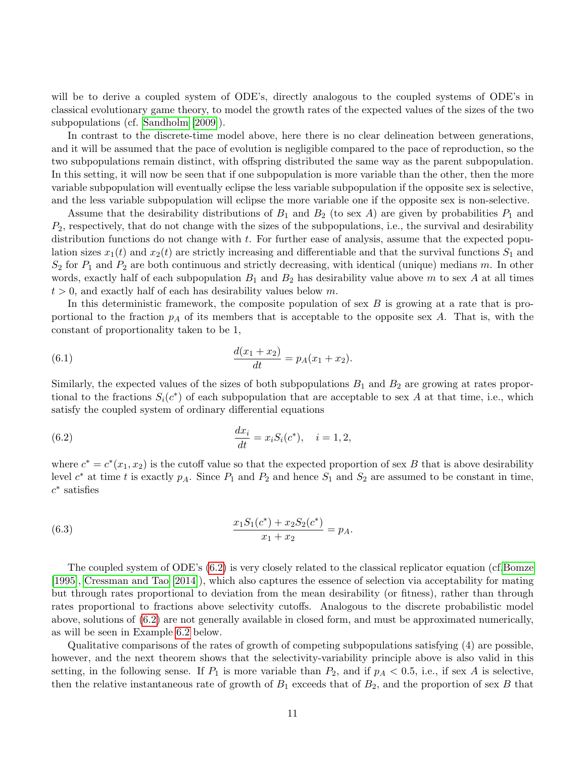will be to derive a coupled system of ODE's, directly analogous to the coupled systems of ODE's in classical evolutionary game theory, to model the growth rates of the expected values of the sizes of the two subpopulations (cf. Sandholm [2009]).

In contrast to the discrete-time model above, here there is no clear delineation between generations, and it will be assumed that the pace of evolution is negligible compared to the pace of reproduction, so the two subpopulations remain distinct, with offspring distributed the same way as the parent subpopulation. In this setting, it will now be seen that if one subpopulation is more variable than the other, then the more variable subpopulation will eventually eclipse the less variable subpopulation if the opposite sex is selective, and the less variable subpopulation will eclipse the more variable one if the opposite sex is non-selective.

Assume that the desirability distributions of $B_1$ and $B_2$ (to sex $A$) are given by probabilities $P_1$ and $P_2$, respectively, that do not change with the sizes of the subpopulations, i.e., the survival and desirability distribution functions do not change with $t$. For further ease of analysis, assume that the expected population sizes $x_1(t)$ and $x_2(t)$ are strictly increasing and differentiable and that the survival functions $S_1$ and $S_2$ for $P_1$ and $P_2$ are both continuous and strictly decreasing, with identical (unique) medians $m$. In other words, exactly half of each subpopulation $B_1$ and $B_2$ has desirability value above $m$ to sex $A$ at all times $t > 0$, and exactly half of each has desirability values below $m$.

In this deterministic framework, the composite population of sex $B$ is growing at a rate that is proportional to the fraction $p_A$ of its members that is acceptable to the opposite sex $A$. That is, with the constant of proportionality taken to be 1,

$$\frac{d(x_1 + x_2)}{dt} = p_A(x_1 + x_2). \tag{6.1}$$

Similarly, the expected values of the sizes of both subpopulations $B_1$ and $B_2$ are growing at rates proportional to the fractions $S_i(c^*)$ of each subpopulation that are acceptable to sex $A$ at that time, i.e., which satisfy the coupled system of ordinary differential equations

$$\frac{dx_i}{dt} = x_i S_i(c^*), \quad i = 1, 2, \tag{6.2}$$

where $c^* = c^*(x_1, x_2)$ is the cutoff value so that the expected proportion of sex $B$ that is above desirability level $c^*$ at time $t$ is exactly $p_A$. Since $P_1$ and $P_2$ and hence $S_1$ and $S_2$ are assumed to be constant in time, $c^*$ satisfies

$$\frac{x_1 S_1(c^*) + x_2 S_2(c^*)}{x_1 + x_2} = p_A. \tag{6.3}$$

The coupled system of ODE's (6.2) is very closely related to the classical replicator equation (cf.Bomze [1995], Cressman and Tao [2014]), which also captures the essence of selection via acceptability for mating but through rates proportional to deviation from the mean desirability (or fitness), rather than through rates proportional to fractions above selectivity cutoffs. Analogous to the discrete probabilistic model above, solutions of (6.2) are not generally available in closed form, and must be approximated numerically, as will be seen in Example 6.2 below.

Qualitative comparisons of the rates of growth of competing subpopulations satisfying (4) are possible, however, and the next theorem shows that the selectivity-variability principle above is also valid in this setting, in the following sense. If $P_1$ is more variable than $P_2$, and if $p_A < 0.5$, i.e., if sex $A$ is selective, then the relative instantaneous rate of growth of $B_1$ exceeds that of $B_2$, and the proportion of sex $B$ that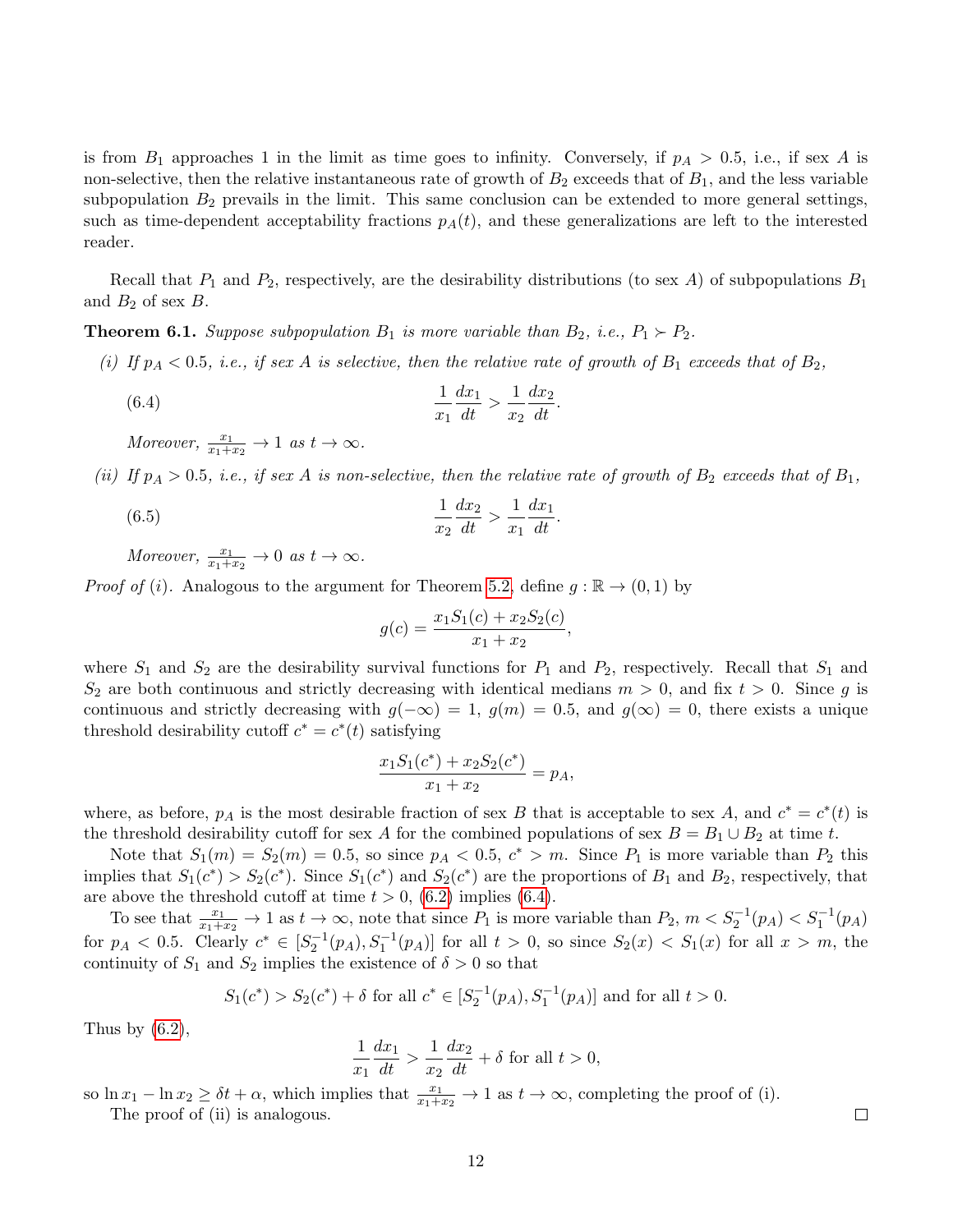is from $B_1$ approaches 1 in the limit as time goes to infinity. Conversely, if $p_A > 0.5$, i.e., if sex $A$ is non-selective, then the relative instantaneous rate of growth of $B_2$ exceeds that of $B_1$, and the less variable subpopulation $B_2$ prevails in the limit. This same conclusion can be extended to more general settings, such as time-dependent acceptability fractions $p_A(t)$, and these generalizations are left to the interested reader.

Recall that $P_1$ and $P_2$, respectively, are the desirability distributions (to sex $A$) of subpopulations $B_1$ and $B_2$ of sex $B$.

**Theorem 6.1.** *Suppose subpopulation $B_1$ is more variable than $B_2$, i.e., $P_1 \succ P_2$.*

*(i) If $p_A < 0.5$, i.e., if sex $A$ is selective, then the relative rate of growth of $B_1$ exceeds that of $B_2$,*

$$\frac{1}{x_1}\frac{dx_1}{dt} > \frac{1}{x_2}\frac{dx_2}{dt}. \tag{6.4}$$

*Moreover, $\frac{x_1}{x_1+x_2} \to 1$ as $t \to \infty$.*

*(ii) If $p_A > 0.5$, i.e., if sex $A$ is non-selective, then the relative rate of growth of $B_2$ exceeds that of $B_1$,*

$$\frac{1}{x_2}\frac{dx_2}{dt} > \frac{1}{x_1}\frac{dx_1}{dt}. \tag{6.5}$$

*Moreover, $\frac{x_1}{x_1+x_2} \to 0$ as $t \to \infty$.*

*Proof of (i).* Analogous to the argument for Theorem 5.2, define $g : \mathbb{R} \to (0,1)$ by

$$g(c) = \frac{x_1 S_1(c) + x_2 S_2(c)}{x_1 + x_2},$$

where $S_1$ and $S_2$ are the desirability survival functions for $P_1$ and $P_2$, respectively. Recall that $S_1$ and $S_2$ are both continuous and strictly decreasing with identical medians $m > 0$, and fix $t > 0$. Since $g$ is continuous and strictly decreasing with $g(-\infty) = 1$, $g(m) = 0.5$, and $g(\infty) = 0$, there exists a unique threshold desirability cutoff $c^* = c^*(t)$ satisfying

$$\frac{x_1 S_1(c^*) + x_2 S_2(c^*)}{x_1 + x_2} = p_A,$$

where, as before, $p_A$ is the most desirable fraction of sex $B$ that is acceptable to sex $A$, and $c^* = c^*(t)$ is the threshold desirability cutoff for sex $A$ for the combined populations of sex $B = B_1 \cup B_2$ at time $t$.

Note that $S_1(m) = S_2(m) = 0.5$, so since $p_A < 0.5$, $c^* > m$. Since $P_1$ is more variable than $P_2$ this implies that $S_1(c^*) > S_2(c^*)$. Since $S_1(c^*)$ and $S_2(c^*)$ are the proportions of $B_1$ and $B_2$, respectively, that are above the threshold cutoff at time $t > 0$, (6.2) implies (6.4).

To see that $\frac{x_1}{x_1+x_2} \to 1$ as $t \to \infty$, note that since $P_1$ is more variable than $P_2$, $m < S_2^{-1}(p_A) < S_1^{-1}(p_A)$ for $p_A < 0.5$. Clearly $c^* \in [S_2^{-1}(p_A), S_1^{-1}(p_A)]$ for all $t > 0$, so since $S_2(x) < S_1(x)$ for all $x > m$, the continuity of $S_1$ and $S_2$ implies the existence of $\delta > 0$ so that

$$S_1(c^*) > S_2(c^*) + \delta \text{ for all } c^* \in [S_2^{-1}(p_A), S_1^{-1}(p_A)] \text{ and for all } t > 0.$$

Thus by (6.2),

$$\frac{1}{x_1}\frac{dx_1}{dt} > \frac{1}{x_2}\frac{dx_2}{dt} + \delta \text{ for all } t > 0,$$

so $\ln x_1 - \ln x_2 \geq \delta t + \alpha$, which implies that $\frac{x_1}{x_1+x_2} \to 1$ as $t \to \infty$, completing the proof of (i).

The proof of (ii) is analogous. $\square$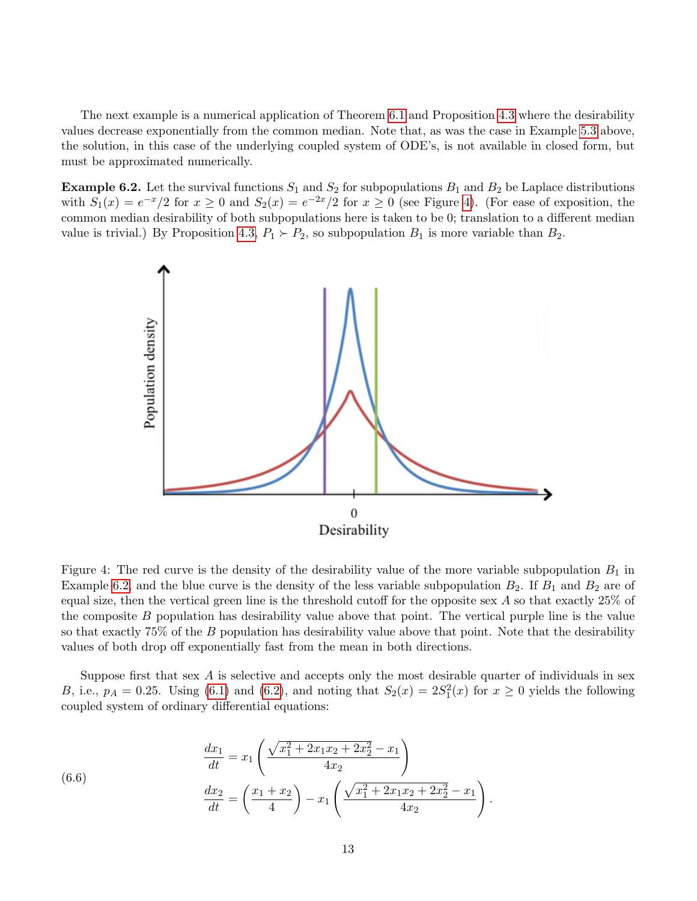The next example is a numerical application of Theorem 6.1 and Proposition 4.3 where the desirability values decrease exponentially from the common median. Note that, as was the case in Example 5.3 above, the solution, in this case of the underlying coupled system of ODE's, is not available in closed form, but must be approximated numerically.

**Example 6.2.** Let the survival functions $S_1$ and $S_2$ for subpopulations $B_1$ and $B_2$ be Laplace distributions with $S_1(x) = e^{-x}/2$ for $x \geq 0$ and $S_2(x) = e^{-2x}/2$ for $x \geq 0$ (see Figure 4). (For ease of exposition, the common median desirability of both subpopulations here is taken to be 0; translation to a different median value is trivial.) By Proposition 4.3, $P_1 \succ P_2$, so subpopulation $B_1$ is more variable than $B_2$.

Figure 4: The red curve is the density of the desirability value of the more variable subpopulation $B_1$ in Example 6.2, and the blue curve is the density of the less variable subpopulation $B_2$. If $B_1$ and $B_2$ are of equal size, then the vertical green line is the threshold cutoff for the opposite sex $A$ so that exactly 25% of the composite $B$ population has desirability value above that point. The vertical purple line is the value so that exactly 75% of the $B$ population has desirability value above that point. Note that the desirability values of both drop off exponentially fast from the mean in both directions.

Suppose first that sex $A$ is selective and accepts only the most desirable quarter of individuals in sex $B$, i.e., $p_A = 0.25$. Using (6.1) and (6.2), and noting that $S_2(x) = 2S_1^2(x)$ for $x \geq 0$ yields the following coupled system of ordinary differential equations:

$$
\begin{aligned}
\frac{dx_1}{dt} &= x_1 \left( \frac{\sqrt{x_1^2 + 2x_1x_2 + 2x_2^2} - x_1}{4x_2} \right) \\
\frac{dx_2}{dt} &= \left( \frac{x_1 + x_2}{4} \right) - x_1 \left( \frac{\sqrt{x_1^2 + 2x_1x_2 + 2x_2^2} - x_1}{4x_2} \right).
\end{aligned}
\tag{6.6}
$$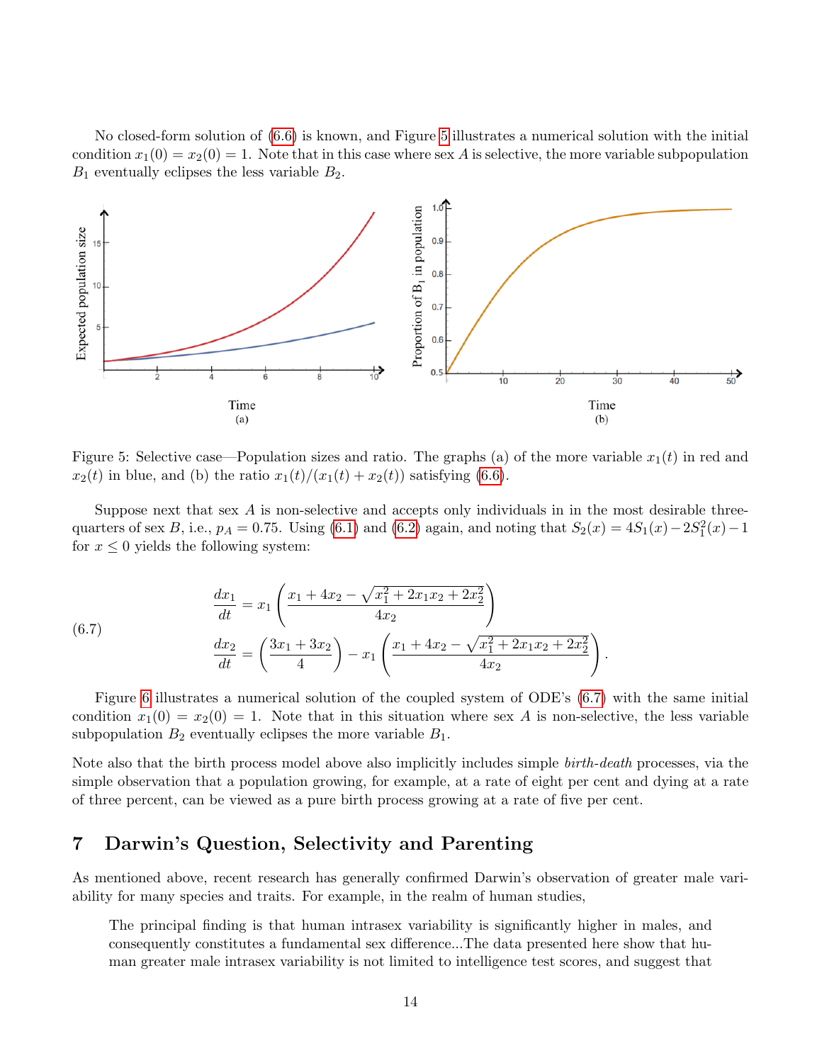No closed-form solution of (6.6) is known, and Figure 5 illustrates a numerical solution with the initial condition $x_1(0) = x_2(0) = 1$. Note that in this case where sex $A$ is selective, the more variable subpopulation $B_1$ eventually eclipses the less variable $B_2$.

Figure 5: Selective case—Population sizes and ratio. The graphs (a) of the more variable $x_1(t)$ in red and $x_2(t)$ in blue, and (b) the ratio $x_1(t)/(x_1(t) + x_2(t))$ satisfying (6.6).

Suppose next that sex $A$ is non-selective and accepts only individuals in in the most desirable three-quarters of sex $B$, i.e., $p_A = 0.75$. Using (6.1) and (6.2) again, and noting that $S_2(x) = 4S_1(x) - 2S_1^2(x) - 1$ for $x \le 0$ yields the following system:

$$
(6.7) \qquad
\begin{aligned}
\frac{dx_1}{dt} &= x_1 \left( \frac{x_1 + 4x_2 - \sqrt{x_1^2 + 2x_1x_2 + 2x_2^2}}{4x_2} \right) \\
\frac{dx_2}{dt} &= \left( \frac{3x_1 + 3x_2}{4} \right) - x_1 \left( \frac{x_1 + 4x_2 - \sqrt{x_1^2 + 2x_1x_2 + 2x_2^2}}{4x_2} \right).
\end{aligned}
$$

Figure 6 illustrates a numerical solution of the coupled system of ODE's (6.7) with the same initial condition $x_1(0) = x_2(0) = 1$. Note that in this situation where sex $A$ is non-selective, the less variable subpopulation $B_2$ eventually eclipses the more variable $B_1$.

Note also that the birth process model above also implicitly includes simple *birth-death* processes, via the simple observation that a population growing, for example, at a rate of eight per cent and dying at a rate of three percent, can be viewed as a pure birth process growing at a rate of five per cent.

## 7 Darwin's Question, Selectivity and Parenting

As mentioned above, recent research has generally confirmed Darwin's observation of greater male variability for many species and traits. For example, in the realm of human studies,

> The principal finding is that human intrasex variability is significantly higher in males, and consequently constitutes a fundamental sex difference...The data presented here show that human greater male intrasex variability is not limited to intelligence test scores, and suggest that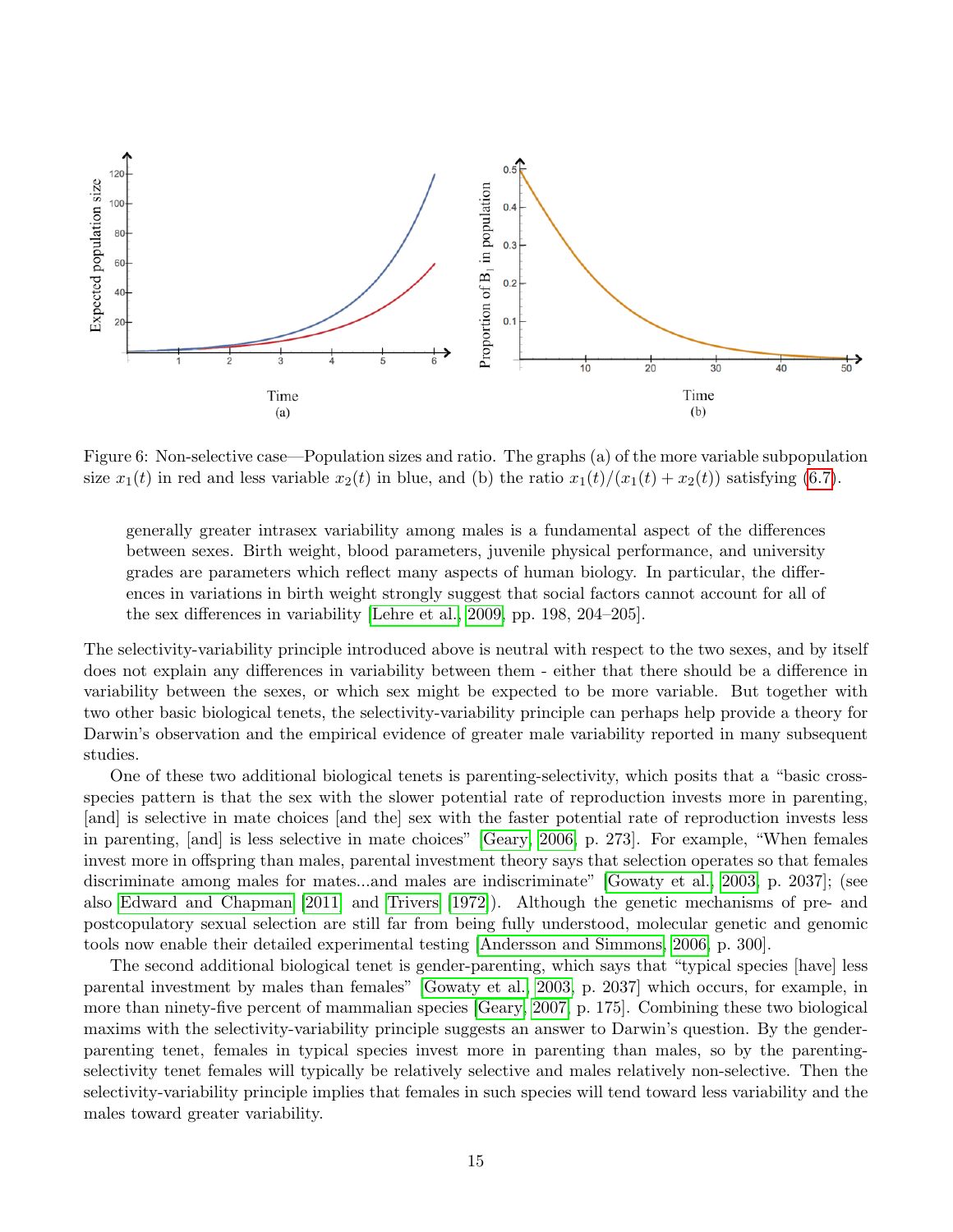Figure 6: Non-selective case—Population sizes and ratio. The graphs (a) of the more variable subpopulation size $x_1(t)$ in red and less variable $x_2(t)$ in blue, and (b) the ratio $x_1(t)/(x_1(t) + x_2(t))$ satisfying (6.7).

> generally greater intrasex variability among males is a fundamental aspect of the differences between sexes. Birth weight, blood parameters, juvenile physical performance, and university grades are parameters which reflect many aspects of human biology. In particular, the differences in variations in birth weight strongly suggest that social factors cannot account for all of the sex differences in variability [Lehre et al., 2009, pp. 198, 204–205].

The selectivity-variability principle introduced above is neutral with respect to the two sexes, and by itself does not explain any differences in variability between them - either that there should be a difference in variability between the sexes, or which sex might be expected to be more variable. But together with two other basic biological tenets, the selectivity-variability principle can perhaps help provide a theory for Darwin's observation and the empirical evidence of greater male variability reported in many subsequent studies.

One of these two additional biological tenets is parenting-selectivity, which posits that a "basic cross-species pattern is that the sex with the slower potential rate of reproduction invests more in parenting, [and] is selective in mate choices [and the] sex with the faster potential rate of reproduction invests less in parenting, [and] is less selective in mate choices" [Geary, 2006, p. 273]. For example, "When females invest more in offspring than males, parental investment theory says that selection operates so that females discriminate among males for mates...and males are indiscriminate" [Gowaty et al., 2003, p. 2037]; (see also Edward and Chapman [2011] and Trivers [1972]). Although the genetic mechanisms of pre- and postcopulatory sexual selection are still far from being fully understood, molecular genetic and genomic tools now enable their detailed experimental testing [Andersson and Simmons, 2006, p. 300].

The second additional biological tenet is gender-parenting, which says that "typical species [have] less parental investment by males than females" [Gowaty et al., 2003, p. 2037] which occurs, for example, in more than ninety-five percent of mammalian species [Geary, 2007, p. 175]. Combining these two biological maxims with the selectivity-variability principle suggests an answer to Darwin's question. By the gender-parenting tenet, females in typical species invest more in parenting than males, so by the parenting-selectivity tenet females will typically be relatively selective and males relatively non-selective. Then the selectivity-variability principle implies that females in such species will tend toward less variability and the males toward greater variability.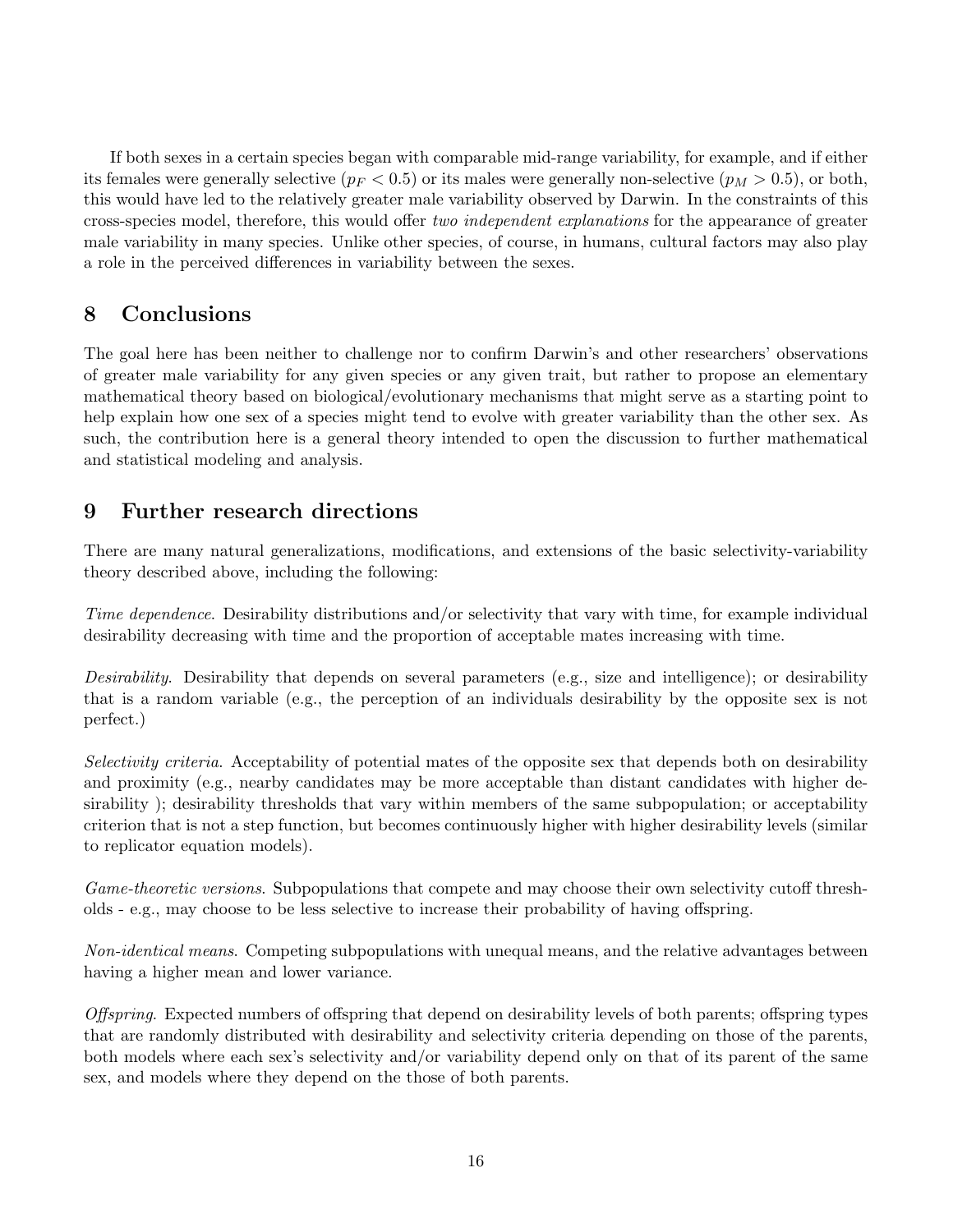If both sexes in a certain species began with comparable mid-range variability, for example, and if either its females were generally selective ($p_F < 0.5$) or its males were generally non-selective ($p_M > 0.5$), or both, this would have led to the relatively greater male variability observed by Darwin. In the constraints of this cross-species model, therefore, this would offer *two independent explanations* for the appearance of greater male variability in many species. Unlike other species, of course, in humans, cultural factors may also play a role in the perceived differences in variability between the sexes.

## 8 Conclusions

The goal here has been neither to challenge nor to confirm Darwin's and other researchers' observations of greater male variability for any given species or any given trait, but rather to propose an elementary mathematical theory based on biological/evolutionary mechanisms that might serve as a starting point to help explain how one sex of a species might tend to evolve with greater variability than the other sex. As such, the contribution here is a general theory intended to open the discussion to further mathematical and statistical modeling and analysis.

## 9 Further research directions

There are many natural generalizations, modifications, and extensions of the basic selectivity-variability theory described above, including the following:

*Time dependence*. Desirability distributions and/or selectivity that vary with time, for example individual desirability decreasing with time and the proportion of acceptable mates increasing with time.

*Desirability*. Desirability that depends on several parameters (e.g., size and intelligence); or desirability that is a random variable (e.g., the perception of an individuals desirability by the opposite sex is not perfect.)

*Selectivity criteria*. Acceptability of potential mates of the opposite sex that depends both on desirability and proximity (e.g., nearby candidates may be more acceptable than distant candidates with higher desirability ); desirability thresholds that vary within members of the same subpopulation; or acceptability criterion that is not a step function, but becomes continuously higher with higher desirability levels (similar to replicator equation models).

*Game-theoretic versions*. Subpopulations that compete and may choose their own selectivity cutoff thresholds - e.g., may choose to be less selective to increase their probability of having offspring.

*Non-identical means*. Competing subpopulations with unequal means, and the relative advantages between having a higher mean and lower variance.

*Offspring*. Expected numbers of offspring that depend on desirability levels of both parents; offspring types that are randomly distributed with desirability and selectivity criteria depending on those of the parents, both models where each sex's selectivity and/or variability depend only on that of its parent of the same sex, and models where they depend on the those of both parents.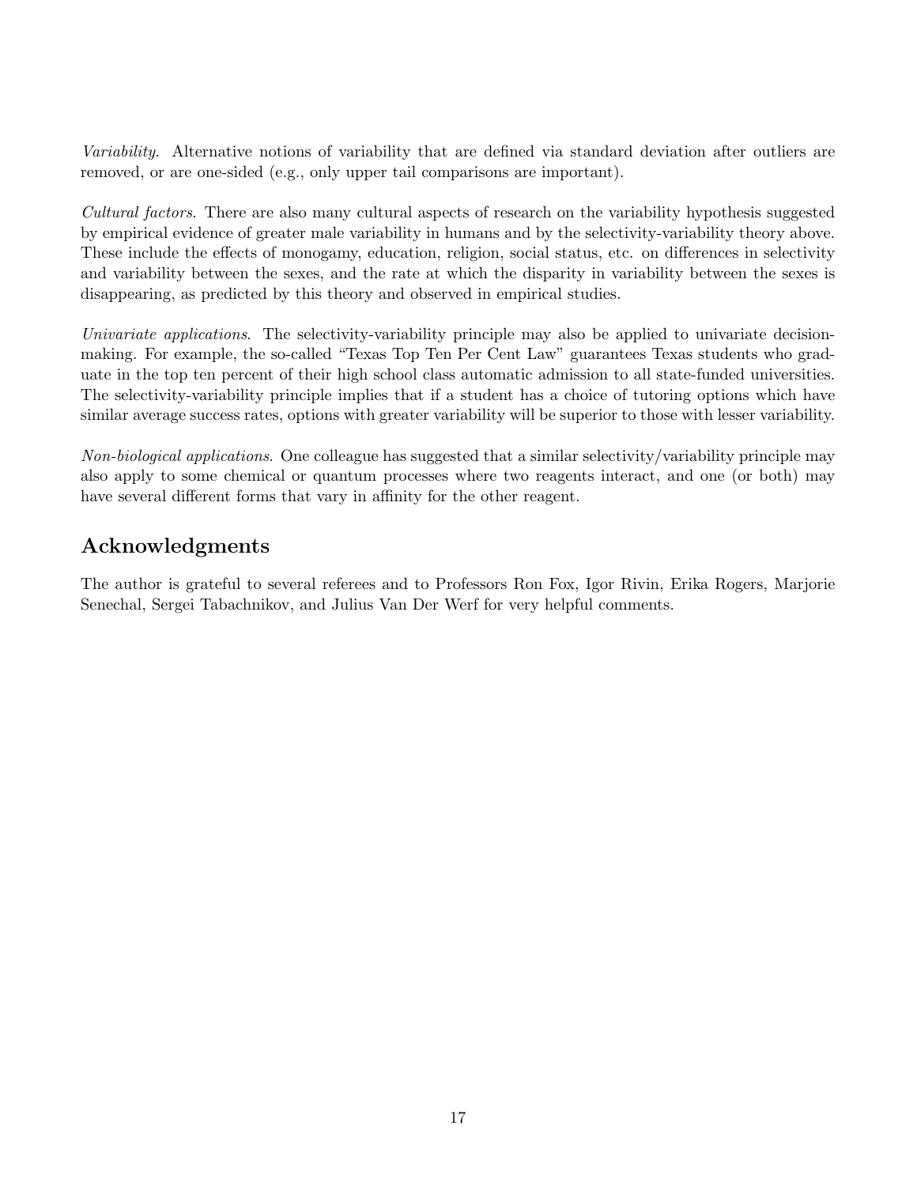*Variability.* Alternative notions of variability that are defined via standard deviation after outliers are removed, or are one-sided (e.g., only upper tail comparisons are important).

*Cultural factors.* There are also many cultural aspects of research on the variability hypothesis suggested by empirical evidence of greater male variability in humans and by the selectivity-variability theory above. These include the effects of monogamy, education, religion, social status, etc. on differences in selectivity and variability between the sexes, and the rate at which the disparity in variability between the sexes is disappearing, as predicted by this theory and observed in empirical studies.

*Univariate applications.* The selectivity-variability principle may also be applied to univariate decision-making. For example, the so-called "Texas Top Ten Per Cent Law" guarantees Texas students who graduate in the top ten percent of their high school class automatic admission to all state-funded universities. The selectivity-variability principle implies that if a student has a choice of tutoring options which have similar average success rates, options with greater variability will be superior to those with lesser variability.

*Non-biological applications.* One colleague has suggested that a similar selectivity/variability principle may also apply to some chemical or quantum processes where two reagents interact, and one (or both) may have several different forms that vary in affinity for the other reagent.

## Acknowledgments

The author is grateful to several referees and to Professors Ron Fox, Igor Rivin, Erika Rogers, Marjorie Senechal, Sergei Tabachnikov, and Julius Van Der Werf for very helpful comments.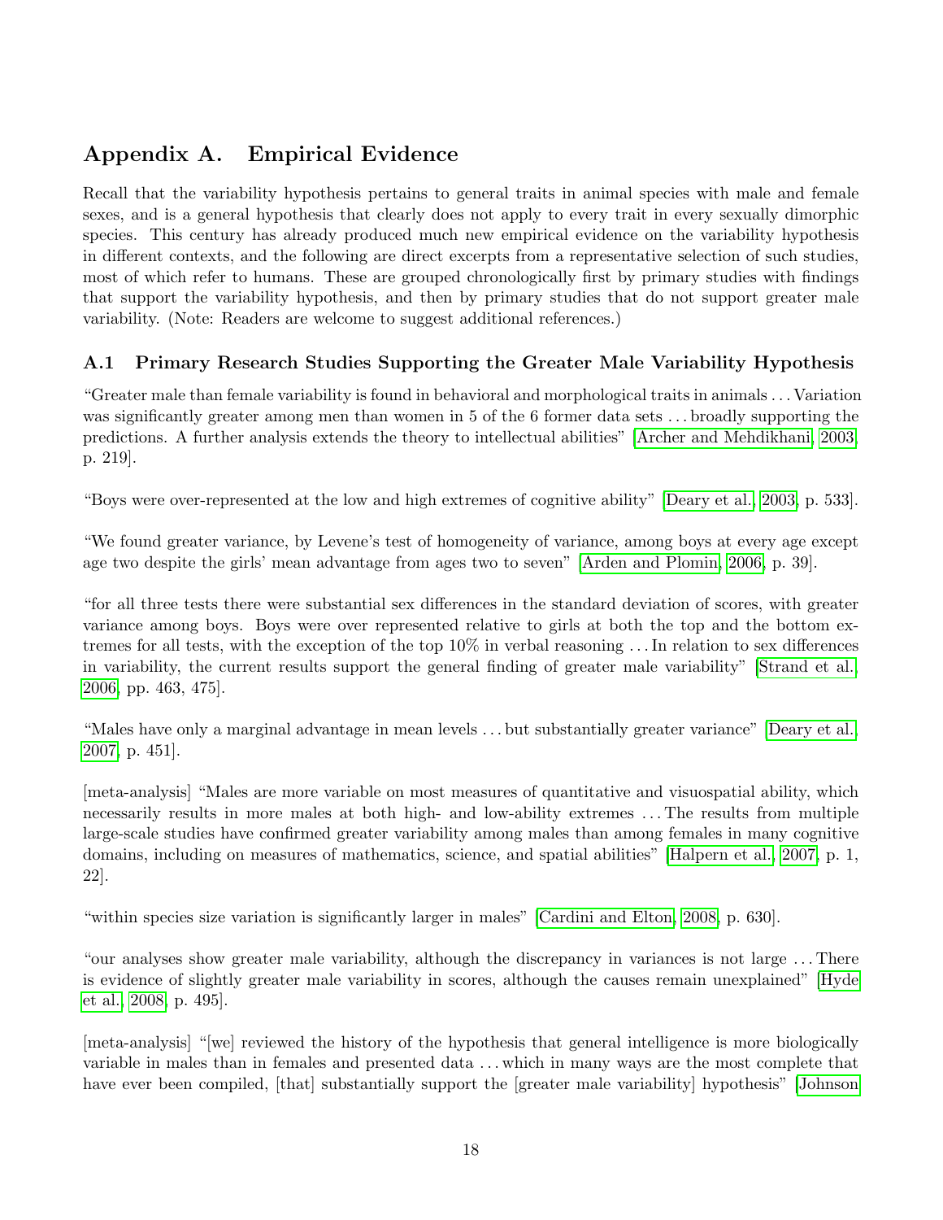## Appendix A. Empirical Evidence

Recall that the variability hypothesis pertains to general traits in animal species with male and female sexes, and is a general hypothesis that clearly does not apply to every trait in every sexually dimorphic species. This century has already produced much new empirical evidence on the variability hypothesis in different contexts, and the following are direct excerpts from a representative selection of such studies, most of which refer to humans. These are grouped chronologically first by primary studies with findings that support the variability hypothesis, and then by primary studies that do not support greater male variability. (Note: Readers are welcome to suggest additional references.)

### A.1 Primary Research Studies Supporting the Greater Male Variability Hypothesis

"Greater male than female variability is found in behavioral and morphological traits in animals . . . Variation was significantly greater among men than women in 5 of the 6 former data sets . . . broadly supporting the predictions. A further analysis extends the theory to intellectual abilities" [Archer and Mehdikhani, 2003, p. 219].

"Boys were over-represented at the low and high extremes of cognitive ability" [Deary et al., 2003, p. 533].

"We found greater variance, by Levene's test of homogeneity of variance, among boys at every age except age two despite the girls' mean advantage from ages two to seven" [Arden and Plomin, 2006, p. 39].

"for all three tests there were substantial sex differences in the standard deviation of scores, with greater variance among boys. Boys were over represented relative to girls at both the top and the bottom extremes for all tests, with the exception of the top 10% in verbal reasoning . . . In relation to sex differences in variability, the current results support the general finding of greater male variability" [Strand et al., 2006, pp. 463, 475].

"Males have only a marginal advantage in mean levels . . . but substantially greater variance" [Deary et al., 2007, p. 451].

[meta-analysis] "Males are more variable on most measures of quantitative and visuospatial ability, which necessarily results in more males at both high- and low-ability extremes . . . The results from multiple large-scale studies have confirmed greater variability among males than among females in many cognitive domains, including on measures of mathematics, science, and spatial abilities" [Halpern et al., 2007, p. 1, 22].

"within species size variation is significantly larger in males" [Cardini and Elton, 2008, p. 630].

"our analyses show greater male variability, although the discrepancy in variances is not large . . . There is evidence of slightly greater male variability in scores, although the causes remain unexplained" [Hyde et al., 2008, p. 495].

[meta-analysis] "[we] reviewed the history of the hypothesis that general intelligence is more biologically variable in males than in females and presented data . . . which in many ways are the most complete that have ever been compiled, [that] substantially support the [greater male variability] hypothesis" [Johnson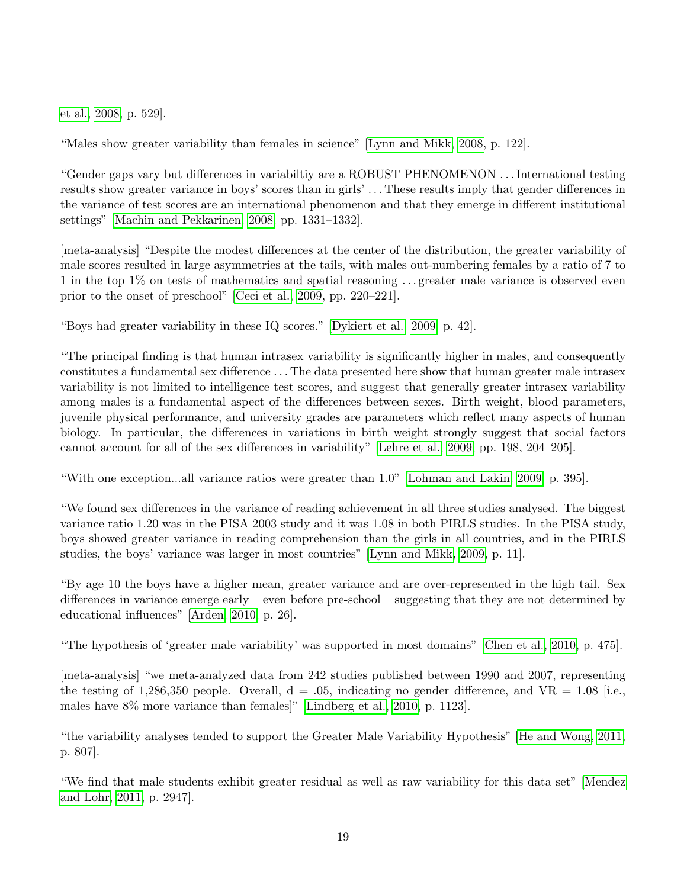et al., 2008, p. 529].

"Males show greater variability than females in science" [Lynn and Mikk, 2008, p. 122].

"Gender gaps vary but differences in variabiltiy are a ROBUST PHENOMENON . . . International testing results show greater variance in boys' scores than in girls' . . . These results imply that gender differences in the variance of test scores are an international phenomenon and that they emerge in different institutional settings" [Machin and Pekkarinen, 2008, pp. 1331–1332].

[meta-analysis] "Despite the modest differences at the center of the distribution, the greater variability of male scores resulted in large asymmetries at the tails, with males out-numbering females by a ratio of 7 to 1 in the top 1% on tests of mathematics and spatial reasoning . . . greater male variance is observed even prior to the onset of preschool" [Ceci et al., 2009, pp. 220–221].

"Boys had greater variability in these IQ scores." [Dykiert et al., 2009, p. 42].

"The principal finding is that human intrasex variability is significantly higher in males, and consequently constitutes a fundamental sex difference . . . The data presented here show that human greater male intrasex variability is not limited to intelligence test scores, and suggest that generally greater intrasex variability among males is a fundamental aspect of the differences between sexes. Birth weight, blood parameters, juvenile physical performance, and university grades are parameters which reflect many aspects of human biology. In particular, the differences in variations in birth weight strongly suggest that social factors cannot account for all of the sex differences in variability" [Lehre et al., 2009, pp. 198, 204–205].

"With one exception...all variance ratios were greater than 1.0" [Lohman and Lakin, 2009, p. 395].

"We found sex differences in the variance of reading achievement in all three studies analysed. The biggest variance ratio 1.20 was in the PISA 2003 study and it was 1.08 in both PIRLS studies. In the PISA study, boys showed greater variance in reading comprehension than the girls in all countries, and in the PIRLS studies, the boys' variance was larger in most countries" [Lynn and Mikk, 2009, p. 11].

"By age 10 the boys have a higher mean, greater variance and are over-represented in the high tail. Sex differences in variance emerge early – even before pre-school – suggesting that they are not determined by educational influences" [Arden, 2010, p. 26].

"The hypothesis of 'greater male variability' was supported in most domains" [Chen et al., 2010, p. 475].

[meta-analysis] "we meta-analyzed data from 242 studies published between 1990 and 2007, representing the testing of 1,286,350 people. Overall, d = .05, indicating no gender difference, and VR = 1.08 [i.e., males have 8% more variance than females]" [Lindberg et al., 2010, p. 1123].

"the variability analyses tended to support the Greater Male Variability Hypothesis" [He and Wong, 2011, p. 807].

"We find that male students exhibit greater residual as well as raw variability for this data set" [Mendez and Lohr, 2011, p. 2947].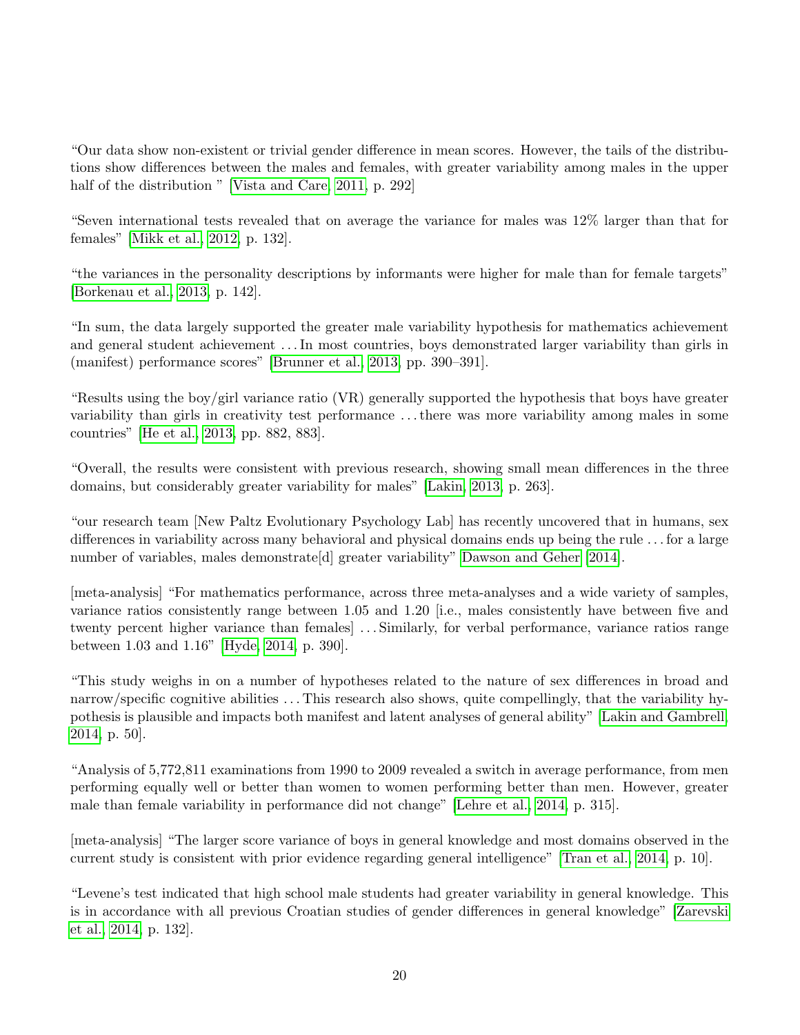"Our data show non-existent or trivial gender difference in mean scores. However, the tails of the distributions show differences between the males and females, with greater variability among males in the upper half of the distribution " [Vista and Care, 2011, p. 292]

"Seven international tests revealed that on average the variance for males was 12% larger than that for females" [Mikk et al., 2012, p. 132].

"the variances in the personality descriptions by informants were higher for male than for female targets" [Borkenau et al., 2013, p. 142].

"In sum, the data largely supported the greater male variability hypothesis for mathematics achievement and general student achievement ... In most countries, boys demonstrated larger variability than girls in (manifest) performance scores" [Brunner et al., 2013, pp. 390–391].

"Results using the boy/girl variance ratio (VR) generally supported the hypothesis that boys have greater variability than girls in creativity test performance ... there was more variability among males in some countries" [He et al., 2013, pp. 882, 883].

"Overall, the results were consistent with previous research, showing small mean differences in the three domains, but considerably greater variability for males" [Lakin, 2013, p. 263].

"our research team [New Paltz Evolutionary Psychology Lab] has recently uncovered that in humans, sex differences in variability across many behavioral and physical domains ends up being the rule ... for a large number of variables, males demonstrate[d] greater variability" Dawson and Geher [2014].

[meta-analysis] "For mathematics performance, across three meta-analyses and a wide variety of samples, variance ratios consistently range between 1.05 and 1.20 [i.e., males consistently have between five and twenty percent higher variance than females] ... Similarly, for verbal performance, variance ratios range between 1.03 and 1.16" [Hyde, 2014, p. 390].

"This study weighs in on a number of hypotheses related to the nature of sex differences in broad and narrow/specific cognitive abilities ... This research also shows, quite compellingly, that the variability hypothesis is plausible and impacts both manifest and latent analyses of general ability" [Lakin and Gambrell, 2014, p. 50].

"Analysis of 5,772,811 examinations from 1990 to 2009 revealed a switch in average performance, from men performing equally well or better than women to women performing better than men. However, greater male than female variability in performance did not change" [Lehre et al., 2014, p. 315].

[meta-analysis] "The larger score variance of boys in general knowledge and most domains observed in the current study is consistent with prior evidence regarding general intelligence" [Tran et al., 2014, p. 10].

"Levene's test indicated that high school male students had greater variability in general knowledge. This is in accordance with all previous Croatian studies of gender differences in general knowledge" [Zarevski et al., 2014, p. 132].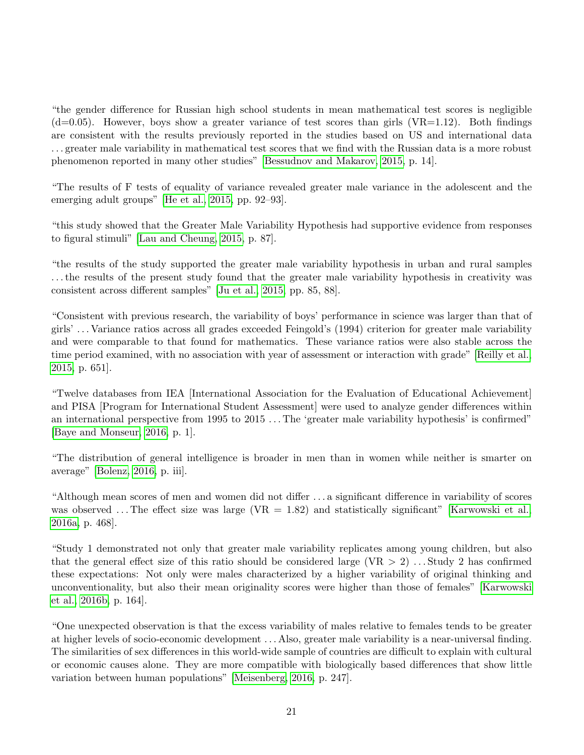"the gender difference for Russian high school students in mean mathematical test scores is negligible (d=0.05). However, boys show a greater variance of test scores than girls (VR=1.12). Both findings are consistent with the results previously reported in the studies based on US and international data ... greater male variability in mathematical test scores that we find with the Russian data is a more robust phenomenon reported in many other studies" [Bessudnov and Makarov, 2015, p. 14].

"The results of F tests of equality of variance revealed greater male variance in the adolescent and the emerging adult groups" [He et al., 2015, pp. 92–93].

"this study showed that the Greater Male Variability Hypothesis had supportive evidence from responses to figural stimuli" [Lau and Cheung, 2015, p. 87].

"the results of the study supported the greater male variability hypothesis in urban and rural samples ... the results of the present study found that the greater male variability hypothesis in creativity was consistent across different samples" [Ju et al., 2015, pp. 85, 88].

"Consistent with previous research, the variability of boys' performance in science was larger than that of girls' ... Variance ratios across all grades exceeded Feingold's (1994) criterion for greater male variability and were comparable to that found for mathematics. These variance ratios were also stable across the time period examined, with no association with year of assessment or interaction with grade" [Reilly et al., 2015, p. 651].

"Twelve databases from IEA [International Association for the Evaluation of Educational Achievement] and PISA [Program for International Student Assessment] were used to analyze gender differences within an international perspective from 1995 to 2015 ... The 'greater male variability hypothesis' is confirmed" [Baye and Monseur, 2016, p. 1].

"The distribution of general intelligence is broader in men than in women while neither is smarter on average" [Bolenz, 2016, p. iii].

"Although mean scores of men and women did not differ ... a significant difference in variability of scores was observed ... The effect size was large (VR = 1.82) and statistically significant" [Karwowski et al., 2016a, p. 468].

"Study 1 demonstrated not only that greater male variability replicates among young children, but also that the general effect size of this ratio should be considered large (VR > 2) ... Study 2 has confirmed these expectations: Not only were males characterized by a higher variability of original thinking and unconventionality, but also their mean originality scores were higher than those of females" [Karwowski et al., 2016b, p. 164].

"One unexpected observation is that the excess variability of males relative to females tends to be greater at higher levels of socio-economic development ... Also, greater male variability is a near-universal finding. The similarities of sex differences in this world-wide sample of countries are difficult to explain with cultural or economic causes alone. They are more compatible with biologically based differences that show little variation between human populations" [Meisenberg, 2016, p. 247].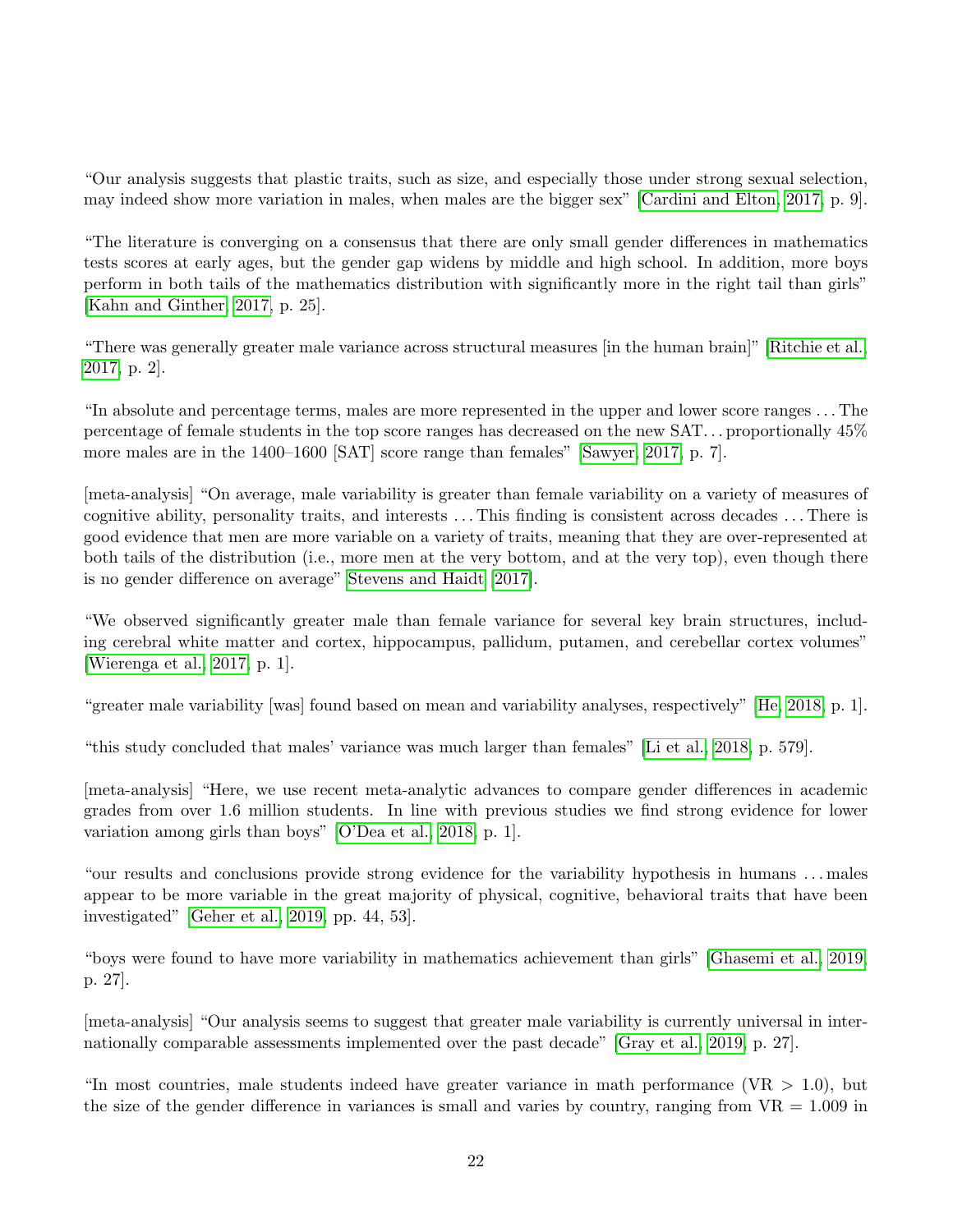“Our analysis suggests that plastic traits, such as size, and especially those under strong sexual selection, may indeed show more variation in males, when males are the bigger sex” [Cardini and Elton, 2017, p. 9].

“The literature is converging on a consensus that there are only small gender differences in mathematics tests scores at early ages, but the gender gap widens by middle and high school. In addition, more boys perform in both tails of the mathematics distribution with significantly more in the right tail than girls” [Kahn and Ginther, 2017, p. 25].

“There was generally greater male variance across structural measures [in the human brain]” [Ritchie et al., 2017, p. 2].

“In absolute and percentage terms, males are more represented in the upper and lower score ranges . . . The percentage of female students in the top score ranges has decreased on the new SAT. . . proportionally 45% more males are in the 1400–1600 [SAT] score range than females” [Sawyer, 2017, p. 7].

[meta-analysis] “On average, male variability is greater than female variability on a variety of measures of cognitive ability, personality traits, and interests . . . This finding is consistent across decades . . . There is good evidence that men are more variable on a variety of traits, meaning that they are over-represented at both tails of the distribution (i.e., more men at the very bottom, and at the very top), even though there is no gender difference on average” Stevens and Haidt [2017].

“We observed significantly greater male than female variance for several key brain structures, including cerebral white matter and cortex, hippocampus, pallidum, putamen, and cerebellar cortex volumes” [Wierenga et al., 2017, p. 1].

“greater male variability [was] found based on mean and variability analyses, respectively” [He, 2018, p. 1].

“this study concluded that males’ variance was much larger than females” [Li et al., 2018, p. 579].

[meta-analysis] “Here, we use recent meta-analytic advances to compare gender differences in academic grades from over 1.6 million students. In line with previous studies we find strong evidence for lower variation among girls than boys” [O’Dea et al., 2018, p. 1].

“our results and conclusions provide strong evidence for the variability hypothesis in humans . . . males appear to be more variable in the great majority of physical, cognitive, behavioral traits that have been investigated” [Geher et al., 2019, pp. 44, 53].

“boys were found to have more variability in mathematics achievement than girls” [Ghasemi et al., 2019, p. 27].

[meta-analysis] “Our analysis seems to suggest that greater male variability is currently universal in internationally comparable assessments implemented over the past decade” [Gray et al., 2019, p. 27].

“In most countries, male students indeed have greater variance in math performance (VR > 1.0), but the size of the gender difference in variances is small and varies by country, ranging from VR = 1.009 in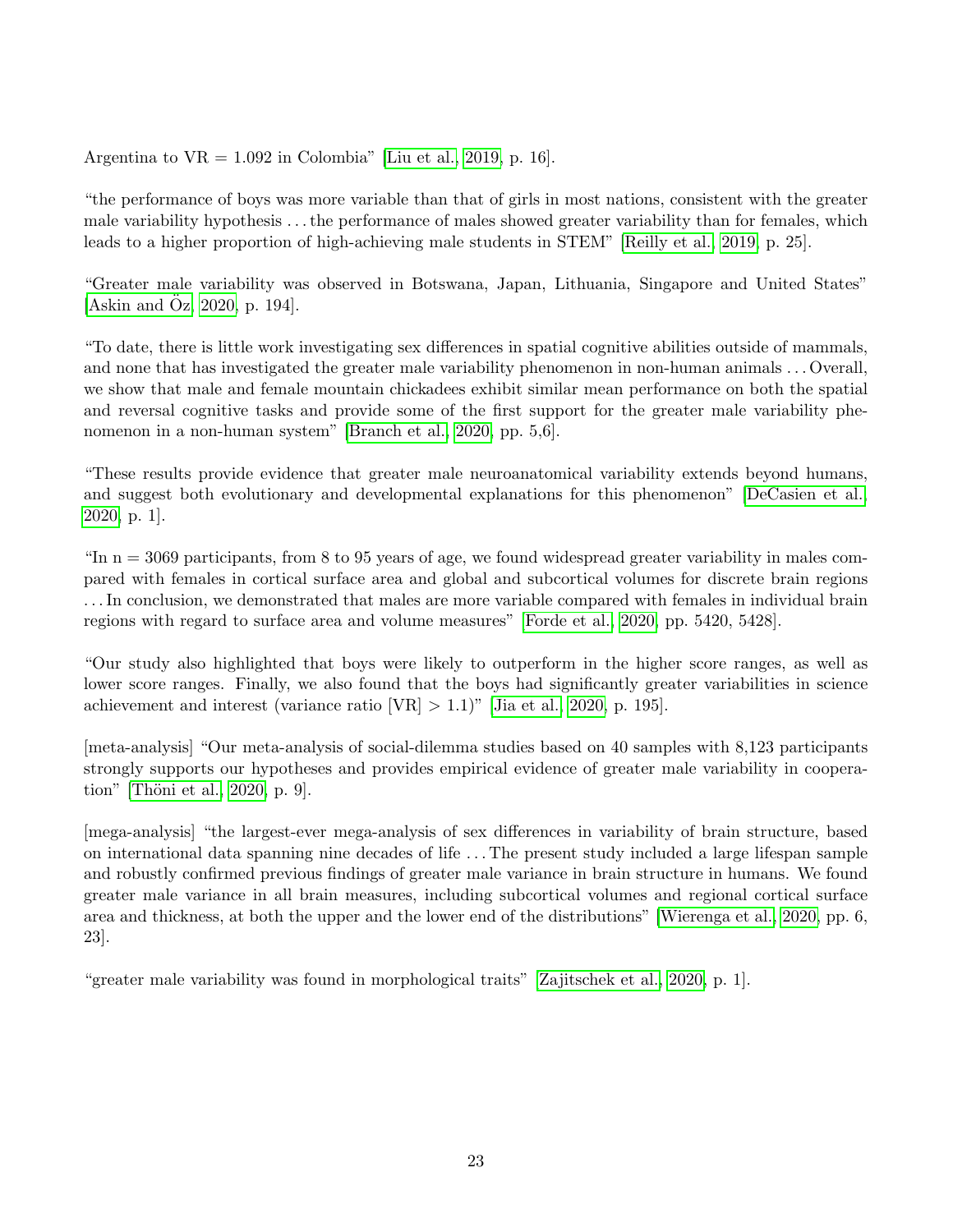Argentina to VR = 1.092 in Colombia" [Liu et al., 2019, p. 16].

"the performance of boys was more variable than that of girls in most nations, consistent with the greater male variability hypothesis . . . the performance of males showed greater variability than for females, which leads to a higher proportion of high-achieving male students in STEM" [Reilly et al., 2019, p. 25].

"Greater male variability was observed in Botswana, Japan, Lithuania, Singapore and United States" [Askin and Öz, 2020, p. 194].

"To date, there is little work investigating sex differences in spatial cognitive abilities outside of mammals, and none that has investigated the greater male variability phenomenon in non-human animals . . . Overall, we show that male and female mountain chickadees exhibit similar mean performance on both the spatial and reversal cognitive tasks and provide some of the first support for the greater male variability phenomenon in a non-human system" [Branch et al., 2020, pp. 5,6].

"These results provide evidence that greater male neuroanatomical variability extends beyond humans, and suggest both evolutionary and developmental explanations for this phenomenon" [DeCasien et al., 2020, p. 1].

"In n = 3069 participants, from 8 to 95 years of age, we found widespread greater variability in males compared with females in cortical surface area and global and subcortical volumes for discrete brain regions . . . In conclusion, we demonstrated that males are more variable compared with females in individual brain regions with regard to surface area and volume measures" [Forde et al., 2020, pp. 5420, 5428].

"Our study also highlighted that boys were likely to outperform in the higher score ranges, as well as lower score ranges. Finally, we also found that the boys had significantly greater variabilities in science achievement and interest (variance ratio [VR] > 1.1)" [Jia et al., 2020, p. 195].

[meta-analysis] "Our meta-analysis of social-dilemma studies based on 40 samples with 8,123 participants strongly supports our hypotheses and provides empirical evidence of greater male variability in cooperation" [Thöni et al., 2020, p. 9].

[mega-analysis] "the largest-ever mega-analysis of sex differences in variability of brain structure, based on international data spanning nine decades of life . . . The present study included a large lifespan sample and robustly confirmed previous findings of greater male variance in brain structure in humans. We found greater male variance in all brain measures, including subcortical volumes and regional cortical surface area and thickness, at both the upper and the lower end of the distributions" [Wierenga et al., 2020, pp. 6, 23].

"greater male variability was found in morphological traits" [Zajitschek et al., 2020, p. 1].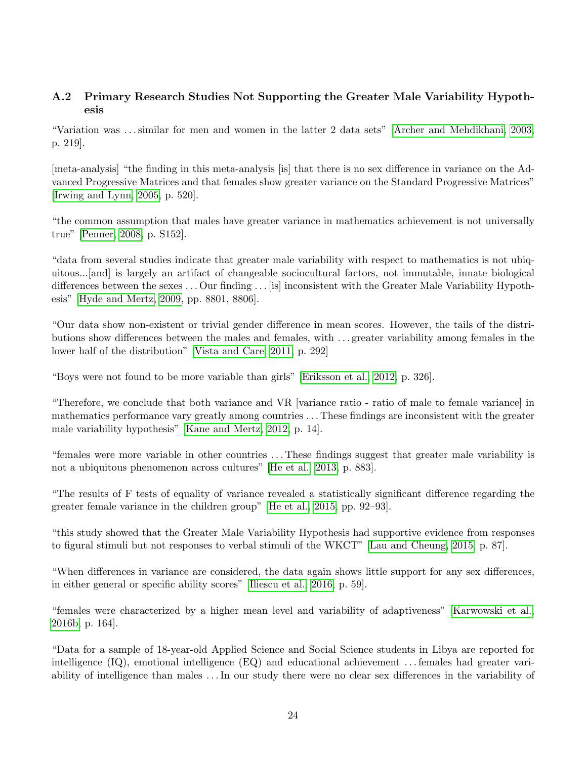### A.2 Primary Research Studies Not Supporting the Greater Male Variability Hypothesis

“Variation was . . . similar for men and women in the latter 2 data sets” [Archer and Mehdikhani, 2003, p. 219].

[meta-analysis] “the finding in this meta-analysis [is] that there is no sex difference in variance on the Advanced Progressive Matrices and that females show greater variance on the Standard Progressive Matrices” [Irwing and Lynn, 2005, p. 520].

“the common assumption that males have greater variance in mathematics achievement is not universally true” [Penner, 2008, p. S152].

“data from several studies indicate that greater male variability with respect to mathematics is not ubiquitous...[and] is largely an artifact of changeable sociocultural factors, not immutable, innate biological differences between the sexes . . . Our finding . . . [is] inconsistent with the Greater Male Variability Hypothesis” [Hyde and Mertz, 2009, pp. 8801, 8806].

“Our data show non-existent or trivial gender difference in mean scores. However, the tails of the distributions show differences between the males and females, with . . . greater variability among females in the lower half of the distribution” [Vista and Care, 2011, p. 292]

“Boys were not found to be more variable than girls” [Eriksson et al., 2012, p. 326].

“Therefore, we conclude that both variance and VR [variance ratio - ratio of male to female variance] in mathematics performance vary greatly among countries . . . These findings are inconsistent with the greater male variability hypothesis” [Kane and Mertz, 2012, p. 14].

“females were more variable in other countries . . . These findings suggest that greater male variability is not a ubiquitous phenomenon across cultures” [He et al., 2013, p. 883].

“The results of F tests of equality of variance revealed a statistically significant difference regarding the greater female variance in the children group” [He et al., 2015, pp. 92–93].

“this study showed that the Greater Male Variability Hypothesis had supportive evidence from responses to figural stimuli but not responses to verbal stimuli of the WKCT” [Lau and Cheung, 2015, p. 87].

“When differences in variance are considered, the data again shows little support for any sex differences, in either general or specific ability scores” [Iliescu et al., 2016, p. 59].

“females were characterized by a higher mean level and variability of adaptiveness” [Karwowski et al., 2016b, p. 164].

“Data for a sample of 18-year-old Applied Science and Social Science students in Libya are reported for intelligence (IQ), emotional intelligence (EQ) and educational achievement . . . females had greater variability of intelligence than males . . . In our study there were no clear sex differences in the variability of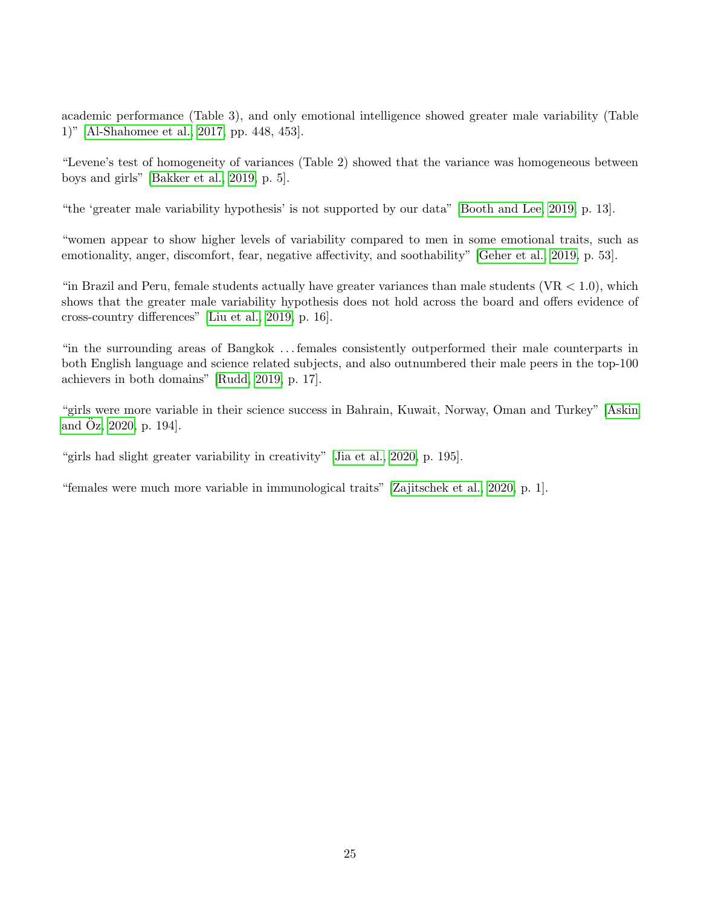academic performance (Table 3), and only emotional intelligence showed greater male variability (Table 1)" [Al-Shahomee et al., 2017, pp. 448, 453].

"Levene's test of homogeneity of variances (Table 2) showed that the variance was homogeneous between boys and girls" [Bakker et al., 2019, p. 5].

"the 'greater male variability hypothesis' is not supported by our data" [Booth and Lee, 2019, p. 13].

"women appear to show higher levels of variability compared to men in some emotional traits, such as emotionality, anger, discomfort, fear, negative affectivity, and soothability" [Geher et al., 2019, p. 53].

"in Brazil and Peru, female students actually have greater variances than male students (VR $< 1.0$), which shows that the greater male variability hypothesis does not hold across the board and offers evidence of cross-country differences" [Liu et al., 2019, p. 16].

"in the surrounding areas of Bangkok ... females consistently outperformed their male counterparts in both English language and science related subjects, and also outnumbered their male peers in the top-100 achievers in both domains" [Rudd, 2019, p. 17].

"girls were more variable in their science success in Bahrain, Kuwait, Norway, Oman and Turkey" [Askin and Öz, 2020, p. 194].

"girls had slight greater variability in creativity" [Jia et al., 2020, p. 195].

"females were much more variable in immunological traits" [Zajitschek et al., 2020, p. 1].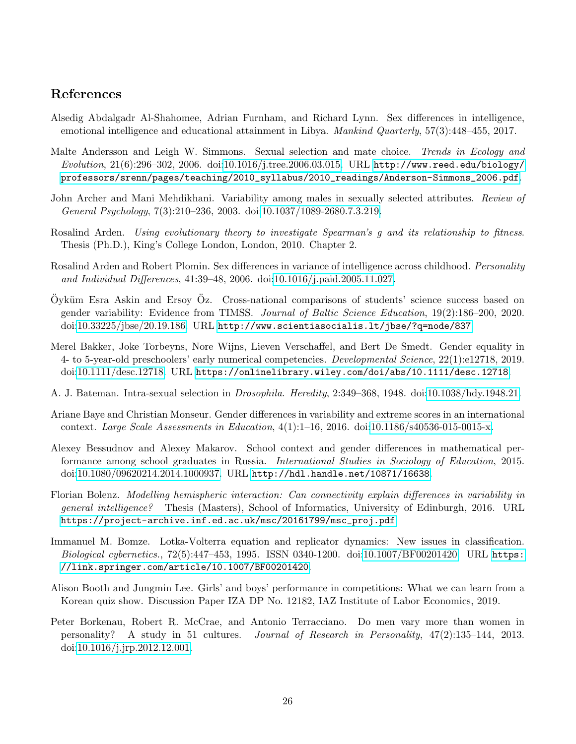## References

Alsedig Abdalgadr Al-Shahomee, Adrian Furnham, and Richard Lynn. Sex differences in intelligence, emotional intelligence and educational attainment in Libya. *Mankind Quarterly*, 57(3):448–455, 2017.

Malte Andersson and Leigh W. Simmons. Sexual selection and mate choice. *Trends in Ecology and Evolution*, 21(6):296–302, 2006. doi:10.1016/j.tree.2006.03.015. URL http://www.reed.edu/biology/professors/srenn/pages/teaching/2010_syllabus/2010_readings/Anderson-Simmons_2006.pdf.

John Archer and Mani Mehdikhani. Variability among males in sexually selected attributes. *Review of General Psychology*, 7(3):210–236, 2003. doi:10.1037/1089-2680.7.3.219.

Rosalind Arden. *Using evolutionary theory to investigate Spearman's g and its relationship to fitness*. Thesis (Ph.D.), King's College London, London, 2010. Chapter 2.

Rosalind Arden and Robert Plomin. Sex differences in variance of intelligence across childhood. *Personality and Individual Differences*, 41:39–48, 2006. doi:10.1016/j.paid.2005.11.027.

Öyküm Esra Askin and Ersoy Öz. Cross-national comparisons of students' science success based on gender variability: Evidence from TIMSS. *Journal of Baltic Science Education*, 19(2):186–200, 2020. doi:10.33225/jbse/20.19.186. URL http://www.scientiasocialis.lt/jbse/?q=node/837.

Merel Bakker, Joke Torbeyns, Nore Wijns, Lieven Verschaffel, and Bert De Smedt. Gender equality in 4- to 5-year-old preschoolers' early numerical competencies. *Developmental Science*, 22(1):e12718, 2019. doi:10.1111/desc.12718. URL https://onlinelibrary.wiley.com/doi/abs/10.1111/desc.12718.

A. J. Bateman. Intra-sexual selection in *Drosophila*. *Heredity*, 2:349–368, 1948. doi:10.1038/hdy.1948.21.

Ariane Baye and Christian Monseur. Gender differences in variability and extreme scores in an international context. *Large Scale Assessments in Education*, 4(1):1–16, 2016. doi:10.1186/s40536-015-0015-x.

Alexey Bessudnov and Alexey Makarov. School context and gender differences in mathematical performance among school graduates in Russia. *International Studies in Sociology of Education*, 2015. doi:10.1080/09620214.2014.1000937. URL http://hdl.handle.net/10871/16638.

Florian Bolenz. *Modelling hemispheric interaction: Can connectivity explain differences in variability in general intelligence?* Thesis (Masters), School of Informatics, University of Edinburgh, 2016. URL https://project-archive.inf.ed.ac.uk/msc/20161799/msc_proj.pdf.

Immanuel M. Bomze. Lotka-Volterra equation and replicator dynamics: New issues in classification. *Biological cybernetics.*, 72(5):447–453, 1995. ISSN 0340-1200. doi:10.1007/BF00201420. URL https://link.springer.com/article/10.1007/BF00201420.

Alison Booth and Jungmin Lee. Girls' and boys' performance in competitions: What we can learn from a Korean quiz show. Discussion Paper IZA DP No. 12182, IAZ Institute of Labor Economics, 2019.

Peter Borkenau, Robert R. McCrae, and Antonio Terracciano. Do men vary more than women in personality? A study in 51 cultures. *Journal of Research in Personality*, 47(2):135–144, 2013. doi:10.1016/j.jrp.2012.12.001.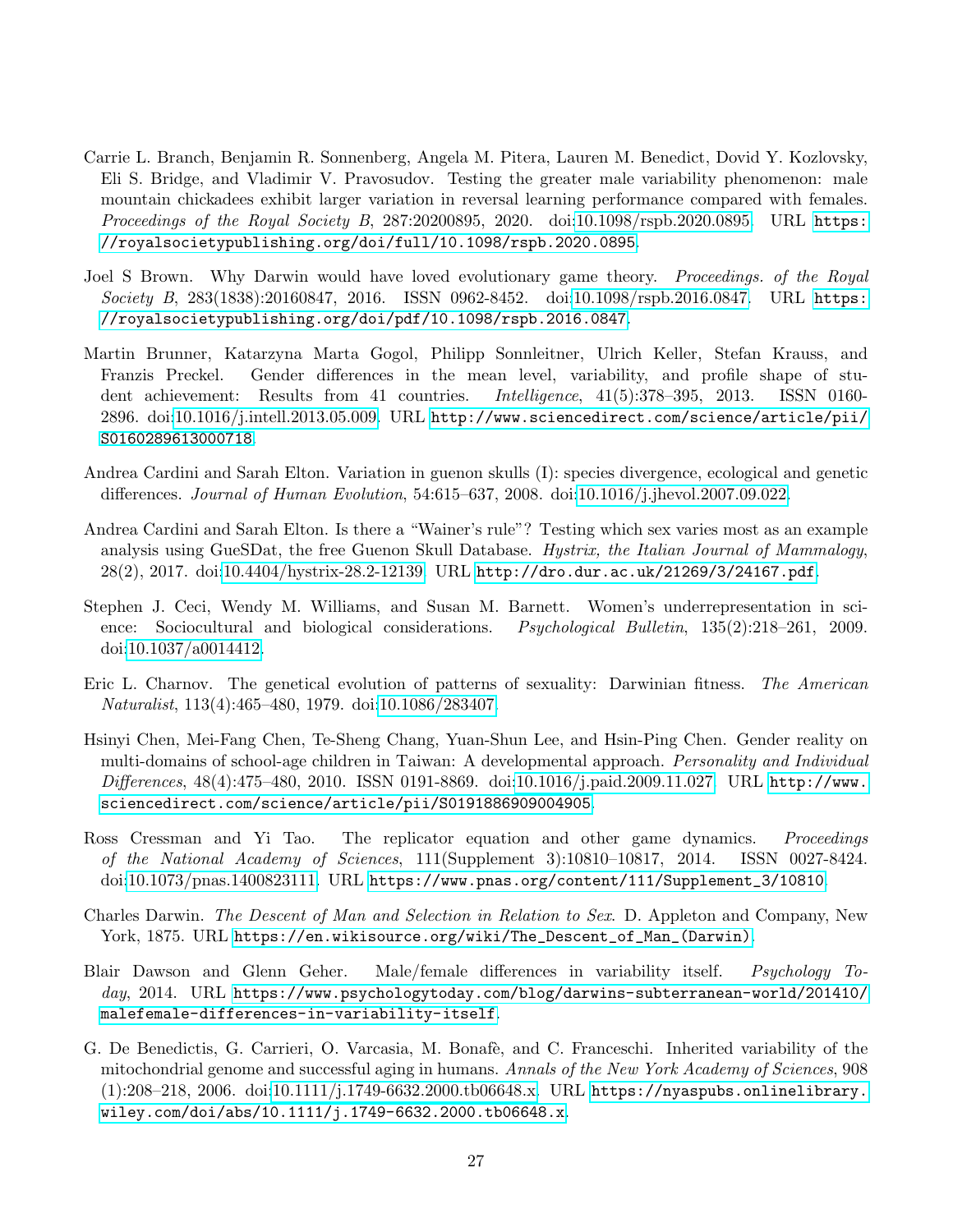Carrie L. Branch, Benjamin R. Sonnenberg, Angela M. Pitera, Lauren M. Benedict, Dovid Y. Kozlovsky, Eli S. Bridge, and Vladimir V. Pravosudov. Testing the greater male variability phenomenon: male mountain chickadees exhibit larger variation in reversal learning performance compared with females. *Proceedings of the Royal Society B*, 287:20200895, 2020. doi:10.1098/rspb.2020.0895. URL https://royalsocietypublishing.org/doi/full/10.1098/rspb.2020.0895.

Joel S Brown. Why Darwin would have loved evolutionary game theory. *Proceedings. of the Royal Society B*, 283(1838):20160847, 2016. ISSN 0962-8452. doi:10.1098/rspb.2016.0847. URL https://royalsocietypublishing.org/doi/pdf/10.1098/rspb.2016.0847.

Martin Brunner, Katarzyna Marta Gogol, Philipp Sonnleitner, Ulrich Keller, Stefan Krauss, and Franzis Preckel. Gender differences in the mean level, variability, and profile shape of student achievement: Results from 41 countries. *Intelligence*, 41(5):378–395, 2013. ISSN 0160-2896. doi:10.1016/j.intell.2013.05.009. URL http://www.sciencedirect.com/science/article/pii/S0160289613000718.

Andrea Cardini and Sarah Elton. Variation in guenon skulls (I): species divergence, ecological and genetic differences. *Journal of Human Evolution*, 54:615–637, 2008. doi:10.1016/j.jhevol.2007.09.022.

Andrea Cardini and Sarah Elton. Is there a "Wainer's rule"? Testing which sex varies most as an example analysis using GueSDat, the free Guenon Skull Database. *Hystrix, the Italian Journal of Mammalogy*, 28(2), 2017. doi:10.4404/hystrix-28.2-12139. URL http://dro.dur.ac.uk/21269/3/24167.pdf.

Stephen J. Ceci, Wendy M. Williams, and Susan M. Barnett. Women's underrepresentation in science: Sociocultural and biological considerations. *Psychological Bulletin*, 135(2):218–261, 2009. doi:10.1037/a0014412.

Eric L. Charnov. The genetical evolution of patterns of sexuality: Darwinian fitness. *The American Naturalist*, 113(4):465–480, 1979. doi:10.1086/283407.

Hsinyi Chen, Mei-Fang Chen, Te-Sheng Chang, Yuan-Shun Lee, and Hsin-Ping Chen. Gender reality on multi-domains of school-age children in Taiwan: A developmental approach. *Personality and Individual Differences*, 48(4):475–480, 2010. ISSN 0191-8869. doi:10.1016/j.paid.2009.11.027. URL http://www.sciencedirect.com/science/article/pii/S0191886909004905.

Ross Cressman and Yi Tao. The replicator equation and other game dynamics. *Proceedings of the National Academy of Sciences*, 111(Supplement 3):10810–10817, 2014. ISSN 0027-8424. doi:10.1073/pnas.1400823111. URL https://www.pnas.org/content/111/Supplement_3/10810.

Charles Darwin. *The Descent of Man and Selection in Relation to Sex*. D. Appleton and Company, New York, 1875. URL https://en.wikisource.org/wiki/The_Descent_of_Man_(Darwin).

Blair Dawson and Glenn Geher. Male/female differences in variability itself. *Psychology Today*, 2014. URL https://www.psychologytoday.com/blog/darwins-subterranean-world/201410/malefemale-differences-in-variability-itself.

G. De Benedictis, G. Carrieri, O. Varcasia, M. Bonafè, and C. Franceschi. Inherited variability of the mitochondrial genome and successful aging in humans. *Annals of the New York Academy of Sciences*, 908 (1):208–218, 2006. doi:10.1111/j.1749-6632.2000.tb06648.x. URL https://nyaspubs.onlinelibrary.wiley.com/doi/abs/10.1111/j.1749-6632.2000.tb06648.x.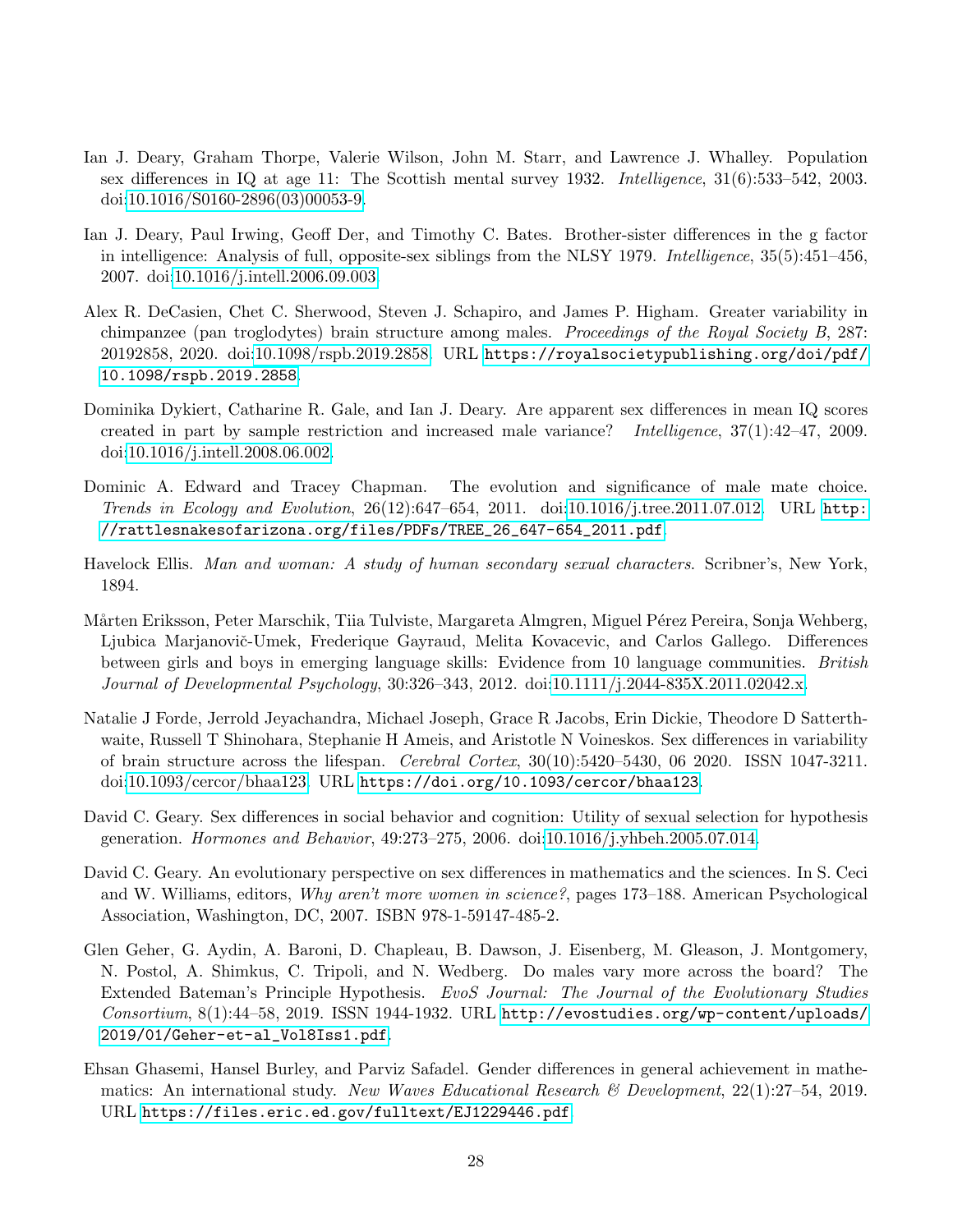Ian J. Deary, Graham Thorpe, Valerie Wilson, John M. Starr, and Lawrence J. Whalley. Population sex differences in IQ at age 11: The Scottish mental survey 1932. *Intelligence*, 31(6):533–542, 2003. doi:10.1016/S0160-2896(03)00053-9.

Ian J. Deary, Paul Irwing, Geoff Der, and Timothy C. Bates. Brother-sister differences in the g factor in intelligence: Analysis of full, opposite-sex siblings from the NLSY 1979. *Intelligence*, 35(5):451–456, 2007. doi:10.1016/j.intell.2006.09.003.

Alex R. DeCasien, Chet C. Sherwood, Steven J. Schapiro, and James P. Higham. Greater variability in chimpanzee (pan troglodytes) brain structure among males. *Proceedings of the Royal Society B*, 287: 20192858, 2020. doi:10.1098/rspb.2019.2858. URL `https://royalsocietypublishing.org/doi/pdf/10.1098/rspb.2019.2858`.

Dominika Dykiert, Catharine R. Gale, and Ian J. Deary. Are apparent sex differences in mean IQ scores created in part by sample restriction and increased male variance? *Intelligence*, 37(1):42–47, 2009. doi:10.1016/j.intell.2008.06.002.

Dominic A. Edward and Tracey Chapman. The evolution and significance of male mate choice. *Trends in Ecology and Evolution*, 26(12):647–654, 2011. doi:10.1016/j.tree.2011.07.012. URL `http://rattlesnakesofarizona.org/files/PDFs/TREE_26_647-654_2011.pdf`.

Havelock Ellis. *Man and woman: A study of human secondary sexual characters*. Scribner's, New York, 1894.

Mårten Eriksson, Peter Marschik, Tiia Tulviste, Margareta Almgren, Miguel Pérez Pereira, Sonja Wehberg, Ljubica Marjanovič-Umek, Frederique Gayraud, Melita Kovacevic, and Carlos Gallego. Differences between girls and boys in emerging language skills: Evidence from 10 language communities. *British Journal of Developmental Psychology*, 30:326–343, 2012. doi:10.1111/j.2044-835X.2011.02042.x.

Natalie J Forde, Jerrold Jeyachandra, Michael Joseph, Grace R Jacobs, Erin Dickie, Theodore D Satterthwaite, Russell T Shinohara, Stephanie H Ameis, and Aristotle N Voineskos. Sex differences in variability of brain structure across the lifespan. *Cerebral Cortex*, 30(10):5420–5430, 06 2020. ISSN 1047-3211. doi:10.1093/cercor/bhaa123. URL `https://doi.org/10.1093/cercor/bhaa123`.

David C. Geary. Sex differences in social behavior and cognition: Utility of sexual selection for hypothesis generation. *Hormones and Behavior*, 49:273–275, 2006. doi:10.1016/j.yhbeh.2005.07.014.

David C. Geary. An evolutionary perspective on sex differences in mathematics and the sciences. In S. Ceci and W. Williams, editors, *Why aren't more women in science?*, pages 173–188. American Psychological Association, Washington, DC, 2007. ISBN 978-1-59147-485-2.

Glen Geher, G. Aydin, A. Baroni, D. Chapleau, B. Dawson, J. Eisenberg, M. Gleason, J. Montgomery, N. Postol, A. Shimkus, C. Tripoli, and N. Wedberg. Do males vary more across the board? The Extended Bateman's Principle Hypothesis. *EvoS Journal: The Journal of the Evolutionary Studies Consortium*, 8(1):44–58, 2019. ISSN 1944-1932. URL `http://evostudies.org/wp-content/uploads/2019/01/Geher-et-al_Vol8Iss1.pdf`.

Ehsan Ghasemi, Hansel Burley, and Parviz Safadel. Gender differences in general achievement in mathematics: An international study. *New Waves Educational Research & Development*, 22(1):27–54, 2019. URL `https://files.eric.ed.gov/fulltext/EJ1229446.pdf`.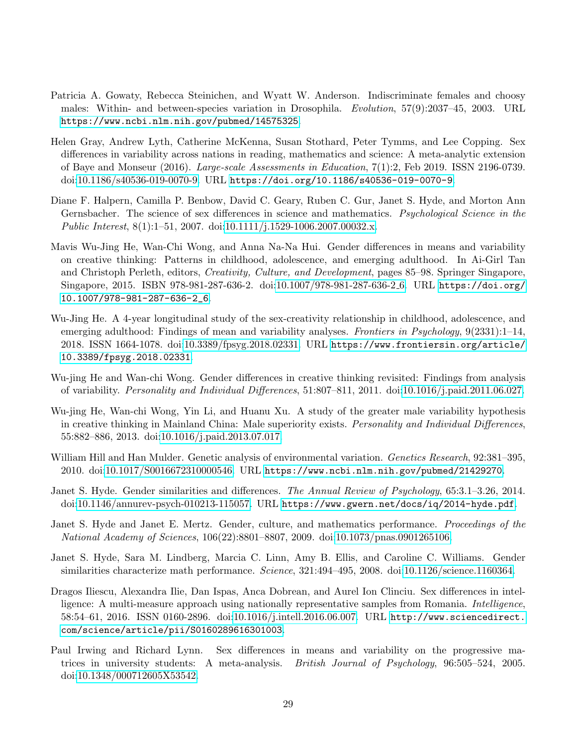Patricia A. Gowaty, Rebecca Steinichen, and Wyatt W. Anderson. Indiscriminate females and choosy males: Within- and between-species variation in Drosophila. *Evolution*, 57(9):2037–45, 2003. URL https://www.ncbi.nlm.nih.gov/pubmed/14575325.

Helen Gray, Andrew Lyth, Catherine McKenna, Susan Stothard, Peter Tymms, and Lee Copping. Sex differences in variability across nations in reading, mathematics and science: A meta-analytic extension of Baye and Monseur (2016). *Large-scale Assessments in Education*, 7(1):2, Feb 2019. ISSN 2196-0739. doi:10.1186/s40536-019-0070-9. URL https://doi.org/10.1186/s40536-019-0070-9.

Diane F. Halpern, Camilla P. Benbow, David C. Geary, Ruben C. Gur, Janet S. Hyde, and Morton Ann Gernsbacher. The science of sex differences in science and mathematics. *Psychological Science in the Public Interest*, 8(1):1–51, 2007. doi:10.1111/j.1529-1006.2007.00032.x.

Mavis Wu-Jing He, Wan-Chi Wong, and Anna Na-Na Hui. Gender differences in means and variability on creative thinking: Patterns in childhood, adolescence, and emerging adulthood. In Ai-Girl Tan and Christoph Perleth, editors, *Creativity, Culture, and Development*, pages 85–98. Springer Singapore, Singapore, 2015. ISBN 978-981-287-636-2. doi:10.1007/978-981-287-636-2_6. URL https://doi.org/10.1007/978-981-287-636-2_6.

Wu-Jing He. A 4-year longitudinal study of the sex-creativity relationship in childhood, adolescence, and emerging adulthood: Findings of mean and variability analyses. *Frontiers in Psychology*, 9(2331):1–14, 2018. ISSN 1664-1078. doi:10.3389/fpsyg.2018.02331. URL https://www.frontiersin.org/article/10.3389/fpsyg.2018.02331.

Wu-jing He and Wan-chi Wong. Gender differences in creative thinking revisited: Findings from analysis of variability. *Personality and Individual Differences*, 51:807–811, 2011. doi:10.1016/j.paid.2011.06.027.

Wu-jing He, Wan-chi Wong, Yin Li, and Huanu Xu. A study of the greater male variability hypothesis in creative thinking in Mainland China: Male superiority exists. *Personality and Individual Differences*, 55:882–886, 2013. doi:10.1016/j.paid.2013.07.017.

William Hill and Han Mulder. Genetic analysis of environmental variation. *Genetics Research*, 92:381–395, 2010. doi:10.1017/S0016672310000546. URL https://www.ncbi.nlm.nih.gov/pubmed/21429270.

Janet S. Hyde. Gender similarities and differences. *The Annual Review of Psychology*, 65:3.1–3.26, 2014. doi:10.1146/annurev-psych-010213-115057. URL https://www.gwern.net/docs/iq/2014-hyde.pdf.

Janet S. Hyde and Janet E. Mertz. Gender, culture, and mathematics performance. *Proceedings of the National Academy of Sciences*, 106(22):8801–8807, 2009. doi:10.1073/pnas.0901265106.

Janet S. Hyde, Sara M. Lindberg, Marcia C. Linn, Amy B. Ellis, and Caroline C. Williams. Gender similarities characterize math performance. *Science*, 321:494–495, 2008. doi:10.1126/science.1160364.

Dragos Iliescu, Alexandra Ilie, Dan Ispas, Anca Dobrean, and Aurel Ion Clinciu. Sex differences in intelligence: A multi-measure approach using nationally representative samples from Romania. *Intelligence*, 58:54–61, 2016. ISSN 0160-2896. doi:10.1016/j.intell.2016.06.007. URL http://www.sciencedirect.com/science/article/pii/S0160289616301003.

Paul Irwing and Richard Lynn. Sex differences in means and variability on the progressive matrices in university students: A meta-analysis. *British Journal of Psychology*, 96:505–524, 2005. doi:10.1348/000712605X53542.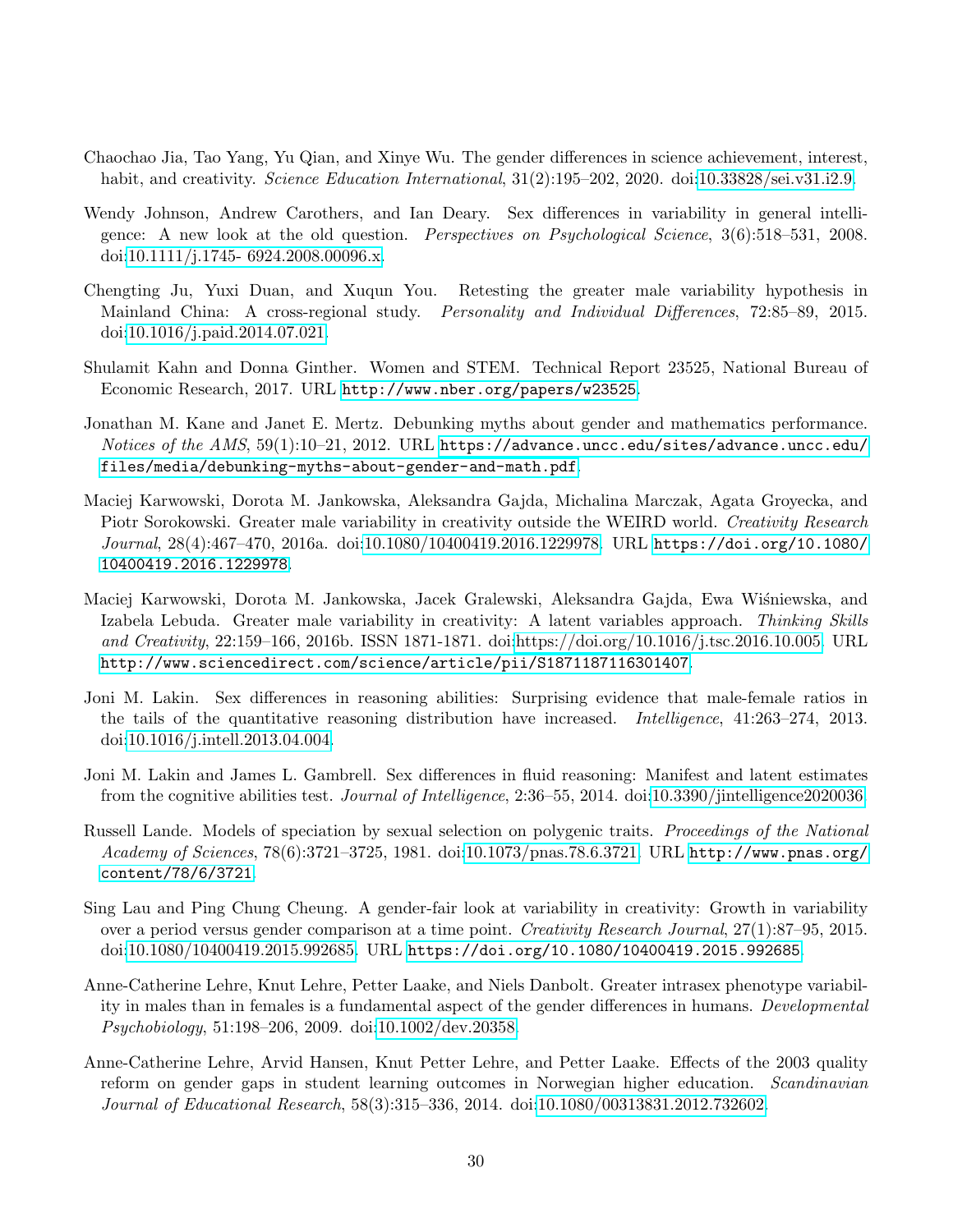Chaochao Jia, Tao Yang, Yu Qian, and Xinye Wu. The gender differences in science achievement, interest, habit, and creativity. *Science Education International*, 31(2):195–202, 2020. doi:10.33828/sei.v31.i2.9.

Wendy Johnson, Andrew Carothers, and Ian Deary. Sex differences in variability in general intelligence: A new look at the old question. *Perspectives on Psychological Science*, 3(6):518–531, 2008. doi:10.1111/j.1745- 6924.2008.00096.x.

Chengting Ju, Yuxi Duan, and Xuqun You. Retesting the greater male variability hypothesis in Mainland China: A cross-regional study. *Personality and Individual Differences*, 72:85–89, 2015. doi:10.1016/j.paid.2014.07.021.

Shulamit Kahn and Donna Ginther. Women and STEM. Technical Report 23525, National Bureau of Economic Research, 2017. URL http://www.nber.org/papers/w23525.

Jonathan M. Kane and Janet E. Mertz. Debunking myths about gender and mathematics performance. *Notices of the AMS*, 59(1):10–21, 2012. URL https://advance.uncc.edu/sites/advance.uncc.edu/files/media/debunking-myths-about-gender-and-math.pdf.

Maciej Karwowski, Dorota M. Jankowska, Aleksandra Gajda, Michalina Marczak, Agata Groyecka, and Piotr Sorokowski. Greater male variability in creativity outside the WEIRD world. *Creativity Research Journal*, 28(4):467–470, 2016a. doi:10.1080/10400419.2016.1229978. URL https://doi.org/10.1080/10400419.2016.1229978.

Maciej Karwowski, Dorota M. Jankowska, Jacek Gralewski, Aleksandra Gajda, Ewa Wiśniewska, and Izabela Lebuda. Greater male variability in creativity: A latent variables approach. *Thinking Skills and Creativity*, 22:159–166, 2016b. ISSN 1871-1871. doi:https://doi.org/10.1016/j.tsc.2016.10.005. URL http://www.sciencedirect.com/science/article/pii/S1871187116301407.

Joni M. Lakin. Sex differences in reasoning abilities: Surprising evidence that male-female ratios in the tails of the quantitative reasoning distribution have increased. *Intelligence*, 41:263–274, 2013. doi:10.1016/j.intell.2013.04.004.

Joni M. Lakin and James L. Gambrell. Sex differences in fluid reasoning: Manifest and latent estimates from the cognitive abilities test. *Journal of Intelligence*, 2:36–55, 2014. doi:10.3390/jintelligence2020036.

Russell Lande. Models of speciation by sexual selection on polygenic traits. *Proceedings of the National Academy of Sciences*, 78(6):3721–3725, 1981. doi:10.1073/pnas.78.6.3721. URL http://www.pnas.org/content/78/6/3721.

Sing Lau and Ping Chung Cheung. A gender-fair look at variability in creativity: Growth in variability over a period versus gender comparison at a time point. *Creativity Research Journal*, 27(1):87–95, 2015. doi:10.1080/10400419.2015.992685. URL https://doi.org/10.1080/10400419.2015.992685.

Anne-Catherine Lehre, Knut Lehre, Petter Laake, and Niels Danbolt. Greater intrasex phenotype variability in males than in females is a fundamental aspect of the gender differences in humans. *Developmental Psychobiology*, 51:198–206, 2009. doi:10.1002/dev.20358.

Anne-Catherine Lehre, Arvid Hansen, Knut Petter Lehre, and Petter Laake. Effects of the 2003 quality reform on gender gaps in student learning outcomes in Norwegian higher education. *Scandinavian Journal of Educational Research*, 58(3):315–336, 2014. doi:10.1080/00313831.2012.732602.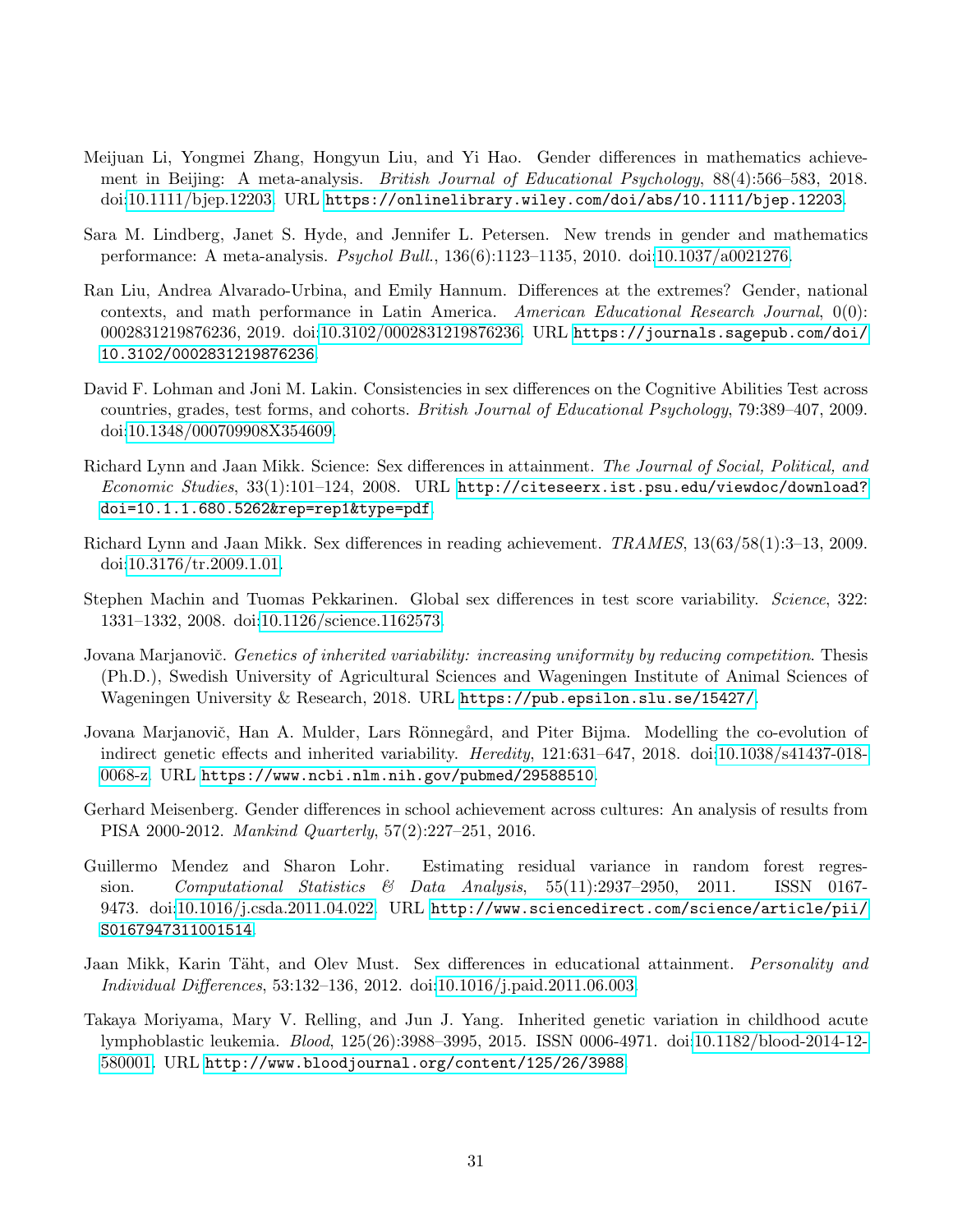Meijuan Li, Yongmei Zhang, Hongyun Liu, and Yi Hao. Gender differences in mathematics achievement in Beijing: A meta-analysis. *British Journal of Educational Psychology*, 88(4):566–583, 2018. doi:10.1111/bjep.12203. URL https://onlinelibrary.wiley.com/doi/abs/10.1111/bjep.12203.

Sara M. Lindberg, Janet S. Hyde, and Jennifer L. Petersen. New trends in gender and mathematics performance: A meta-analysis. *Psychol Bull.*, 136(6):1123–1135, 2010. doi:10.1037/a0021276.

Ran Liu, Andrea Alvarado-Urbina, and Emily Hannum. Differences at the extremes? Gender, national contexts, and math performance in Latin America. *American Educational Research Journal*, 0(0): 0002831219876236, 2019. doi:10.3102/0002831219876236. URL https://journals.sagepub.com/doi/10.3102/0002831219876236.

David F. Lohman and Joni M. Lakin. Consistencies in sex differences on the Cognitive Abilities Test across countries, grades, test forms, and cohorts. *British Journal of Educational Psychology*, 79:389–407, 2009. doi:10.1348/000709908X354609.

Richard Lynn and Jaan Mikk. Science: Sex differences in attainment. *The Journal of Social, Political, and Economic Studies*, 33(1):101–124, 2008. URL http://citeseerx.ist.psu.edu/viewdoc/download?doi=10.1.1.680.5262&rep=rep1&type=pdf.

Richard Lynn and Jaan Mikk. Sex differences in reading achievement. *TRAMES*, 13(63/58(1):3–13, 2009. doi:10.3176/tr.2009.1.01.

Stephen Machin and Tuomas Pekkarinen. Global sex differences in test score variability. *Science*, 322: 1331–1332, 2008. doi:10.1126/science.1162573.

Jovana Marjanovič. *Genetics of inherited variability: increasing uniformity by reducing competition*. Thesis (Ph.D.), Swedish University of Agricultural Sciences and Wageningen Institute of Animal Sciences of Wageningen University & Research, 2018. URL https://pub.epsilon.slu.se/15427/.

Jovana Marjanovič, Han A. Mulder, Lars Rönnegård, and Piter Bijma. Modelling the co-evolution of indirect genetic effects and inherited variability. *Heredity*, 121:631–647, 2018. doi:10.1038/s41437-018-0068-z. URL https://www.ncbi.nlm.nih.gov/pubmed/29588510.

Gerhard Meisenberg. Gender differences in school achievement across cultures: An analysis of results from PISA 2000-2012. *Mankind Quarterly*, 57(2):227–251, 2016.

Guillermo Mendez and Sharon Lohr. Estimating residual variance in random forest regression. *Computational Statistics & Data Analysis*, 55(11):2937–2950, 2011. ISSN 0167-9473. doi:10.1016/j.csda.2011.04.022. URL http://www.sciencedirect.com/science/article/pii/S0167947311001514.

Jaan Mikk, Karin Täht, and Olev Must. Sex differences in educational attainment. *Personality and Individual Differences*, 53:132–136, 2012. doi:10.1016/j.paid.2011.06.003.

Takaya Moriyama, Mary V. Relling, and Jun J. Yang. Inherited genetic variation in childhood acute lymphoblastic leukemia. *Blood*, 125(26):3988–3995, 2015. ISSN 0006-4971. doi:10.1182/blood-2014-12-580001. URL http://www.bloodjournal.org/content/125/26/3988.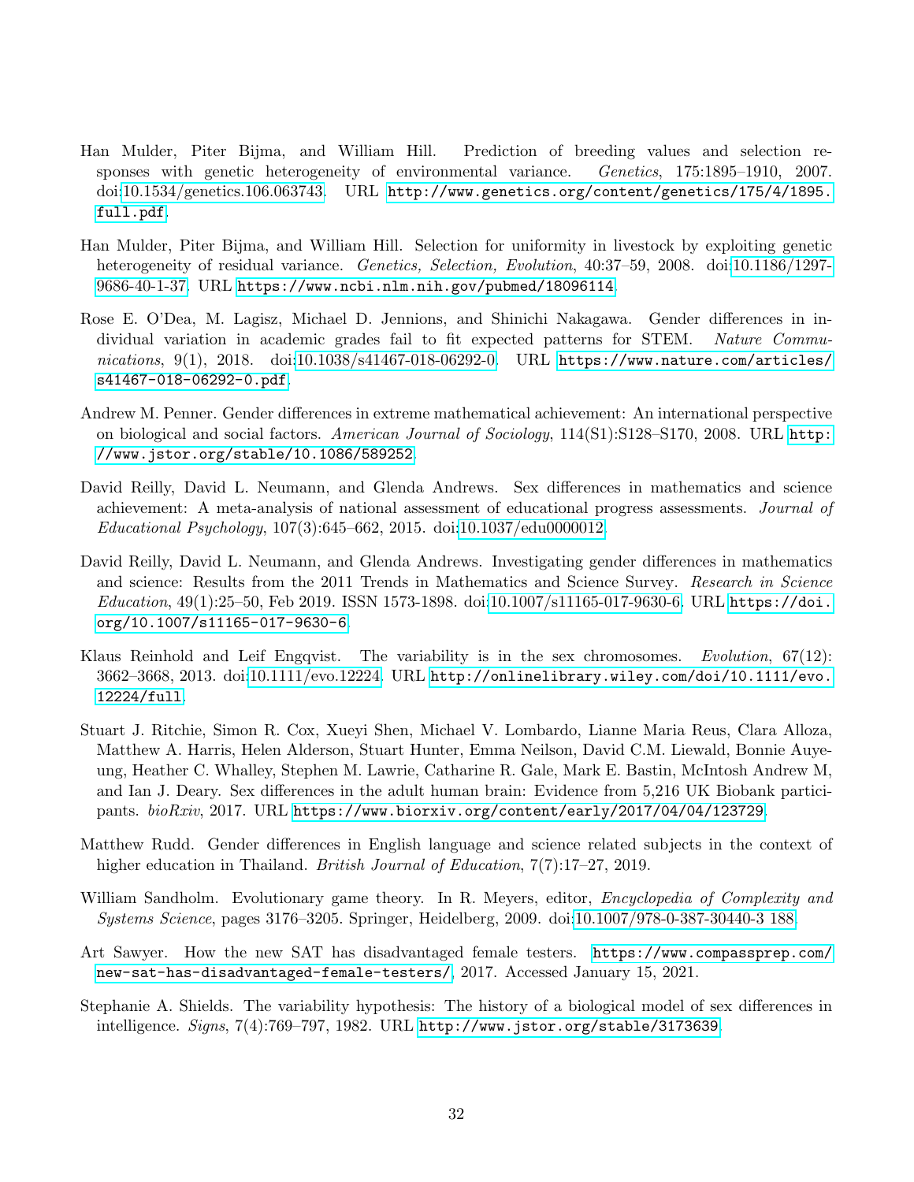Han Mulder, Piter Bijma, and William Hill. Prediction of breeding values and selection responses with genetic heterogeneity of environmental variance. *Genetics*, 175:1895–1910, 2007. doi:10.1534/genetics.106.063743. URL `http://www.genetics.org/content/genetics/175/4/1895.full.pdf`.

Han Mulder, Piter Bijma, and William Hill. Selection for uniformity in livestock by exploiting genetic heterogeneity of residual variance. *Genetics, Selection, Evolution*, 40:37–59, 2008. doi:10.1186/1297-9686-40-1-37. URL `https://www.ncbi.nlm.nih.gov/pubmed/18096114`.

Rose E. O'Dea, M. Lagisz, Michael D. Jennions, and Shinichi Nakagawa. Gender differences in individual variation in academic grades fail to fit expected patterns for STEM. *Nature Communications*, 9(1), 2018. doi:10.1038/s41467-018-06292-0. URL `https://www.nature.com/articles/s41467-018-06292-0.pdf`.

Andrew M. Penner. Gender differences in extreme mathematical achievement: An international perspective on biological and social factors. *American Journal of Sociology*, 114(S1):S128–S170, 2008. URL `http://www.jstor.org/stable/10.1086/589252`.

David Reilly, David L. Neumann, and Glenda Andrews. Sex differences in mathematics and science achievement: A meta-analysis of national assessment of educational progress assessments. *Journal of Educational Psychology*, 107(3):645–662, 2015. doi:10.1037/edu0000012.

David Reilly, David L. Neumann, and Glenda Andrews. Investigating gender differences in mathematics and science: Results from the 2011 Trends in Mathematics and Science Survey. *Research in Science Education*, 49(1):25–50, Feb 2019. ISSN 1573-1898. doi:10.1007/s11165-017-9630-6. URL `https://doi.org/10.1007/s11165-017-9630-6`.

Klaus Reinhold and Leif Engqvist. The variability is in the sex chromosomes. *Evolution*, 67(12): 3662–3668, 2013. doi:10.1111/evo.12224. URL `http://onlinelibrary.wiley.com/doi/10.1111/evo.12224/full`.

Stuart J. Ritchie, Simon R. Cox, Xueyi Shen, Michael V. Lombardo, Lianne Maria Reus, Clara Alloza, Matthew A. Harris, Helen Alderson, Stuart Hunter, Emma Neilson, David C.M. Liewald, Bonnie Auyeung, Heather C. Whalley, Stephen M. Lawrie, Catharine R. Gale, Mark E. Bastin, McIntosh Andrew M, and Ian J. Deary. Sex differences in the adult human brain: Evidence from 5,216 UK Biobank participants. *bioRxiv*, 2017. URL `https://www.biorxiv.org/content/early/2017/04/04/123729`.

Matthew Rudd. Gender differences in English language and science related subjects in the context of higher education in Thailand. *British Journal of Education*, 7(7):17–27, 2019.

William Sandholm. Evolutionary game theory. In R. Meyers, editor, *Encyclopedia of Complexity and Systems Science*, pages 3176–3205. Springer, Heidelberg, 2009. doi:10.1007/978-0-387-30440-3 188.

Art Sawyer. How the new SAT has disadvantaged female testers. `https://www.compassprep.com/new-sat-has-disadvantaged-female-testers/`, 2017. Accessed January 15, 2021.

Stephanie A. Shields. The variability hypothesis: The history of a biological model of sex differences in intelligence. *Signs*, 7(4):769–797, 1982. URL `http://www.jstor.org/stable/3173639`.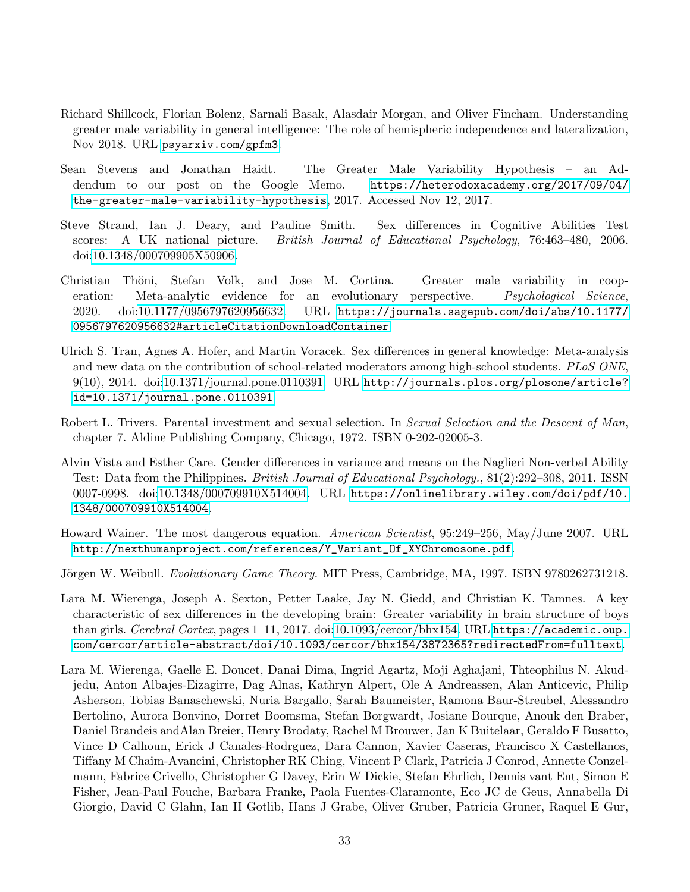Richard Shillcock, Florian Bolenz, Sarnali Basak, Alasdair Morgan, and Oliver Fincham. Understanding greater male variability in general intelligence: The role of hemispheric independence and lateralization, Nov 2018. URL psyarxiv.com/gpfm3.

Sean Stevens and Jonathan Haidt. The Greater Male Variability Hypothesis – an Addendum to our post on the Google Memo. https://heterodoxacademy.org/2017/09/04/the-greater-male-variability-hypothesis, 2017. Accessed Nov 12, 2017.

Steve Strand, Ian J. Deary, and Pauline Smith. Sex differences in Cognitive Abilities Test scores: A UK national picture. *British Journal of Educational Psychology*, 76:463–480, 2006. doi:10.1348/000709905X50906.

Christian Thöni, Stefan Volk, and Jose M. Cortina. Greater male variability in cooperation: Meta-analytic evidence for an evolutionary perspective. *Psychological Science*, 2020. doi:10.1177/0956797620956632. URL https://journals.sagepub.com/doi/abs/10.1177/0956797620956632#articleCitationDownloadContainer.

Ulrich S. Tran, Agnes A. Hofer, and Martin Voracek. Sex differences in general knowledge: Meta-analysis and new data on the contribution of school-related moderators among high-school students. *PLoS ONE*, 9(10), 2014. doi:10.1371/journal.pone.0110391. URL http://journals.plos.org/plosone/article?id=10.1371/journal.pone.0110391.

Robert L. Trivers. Parental investment and sexual selection. In *Sexual Selection and the Descent of Man*, chapter 7. Aldine Publishing Company, Chicago, 1972. ISBN 0-202-02005-3.

Alvin Vista and Esther Care. Gender differences in variance and means on the Naglieri Non-verbal Ability Test: Data from the Philippines. *British Journal of Educational Psychology.*, 81(2):292–308, 2011. ISSN 0007-0998. doi:10.1348/000709910X514004. URL https://onlinelibrary.wiley.com/doi/pdf/10.1348/000709910X514004.

Howard Wainer. The most dangerous equation. *American Scientist*, 95:249–256, May/June 2007. URL http://nexthumanproject.com/references/Y_Variant_Of_XYChromosome.pdf.

Jörgen W. Weibull. *Evolutionary Game Theory.* MIT Press, Cambridge, MA, 1997. ISBN 9780262731218.

Lara M. Wierenga, Joseph A. Sexton, Petter Laake, Jay N. Giedd, and Christian K. Tamnes. A key characteristic of sex differences in the developing brain: Greater variability in brain structure of boys than girls. *Cerebral Cortex*, pages 1–11, 2017. doi:10.1093/cercor/bhx154. URL https://academic.oup.com/cercor/article-abstract/doi/10.1093/cercor/bhx154/3872365?redirectedFrom=fulltext.

Lara M. Wierenga, Gaelle E. Doucet, Danai Dima, Ingrid Agartz, Moji Aghajani, Thteophilus N. Akudjedu, Anton Albajes-Eizagirre, Dag Alnas, Kathryn Alpert, Ole A Andreassen, Alan Anticevic, Philip Asherson, Tobias Banaschewski, Nuria Bargallo, Sarah Baumeister, Ramona Baur-Streubel, Alessandro Bertolino, Aurora Bonvino, Dorret Boomsma, Stefan Borgwardt, Josiane Bourque, Anouk den Braber, Daniel Brandeis andAlan Breier, Henry Brodaty, Rachel M Brouwer, Jan K Buitelaar, Geraldo F Busatto, Vince D Calhoun, Erick J Canales-Rodrguez, Dara Cannon, Xavier Caseras, Francisco X Castellanos, Tiffany M Chaim-Avancini, Christopher RK Ching, Vincent P Clark, Patricia J Conrod, Annette Conzelmann, Fabrice Crivello, Christopher G Davey, Erin W Dickie, Stefan Ehrlich, Dennis vant Ent, Simon E Fisher, Jean-Paul Fouche, Barbara Franke, Paola Fuentes-Claramonte, Eco JC de Geus, Annabella Di Giorgio, David C Glahn, Ian H Gotlib, Hans J Grabe, Oliver Gruber, Patricia Gruner, Raquel E Gur,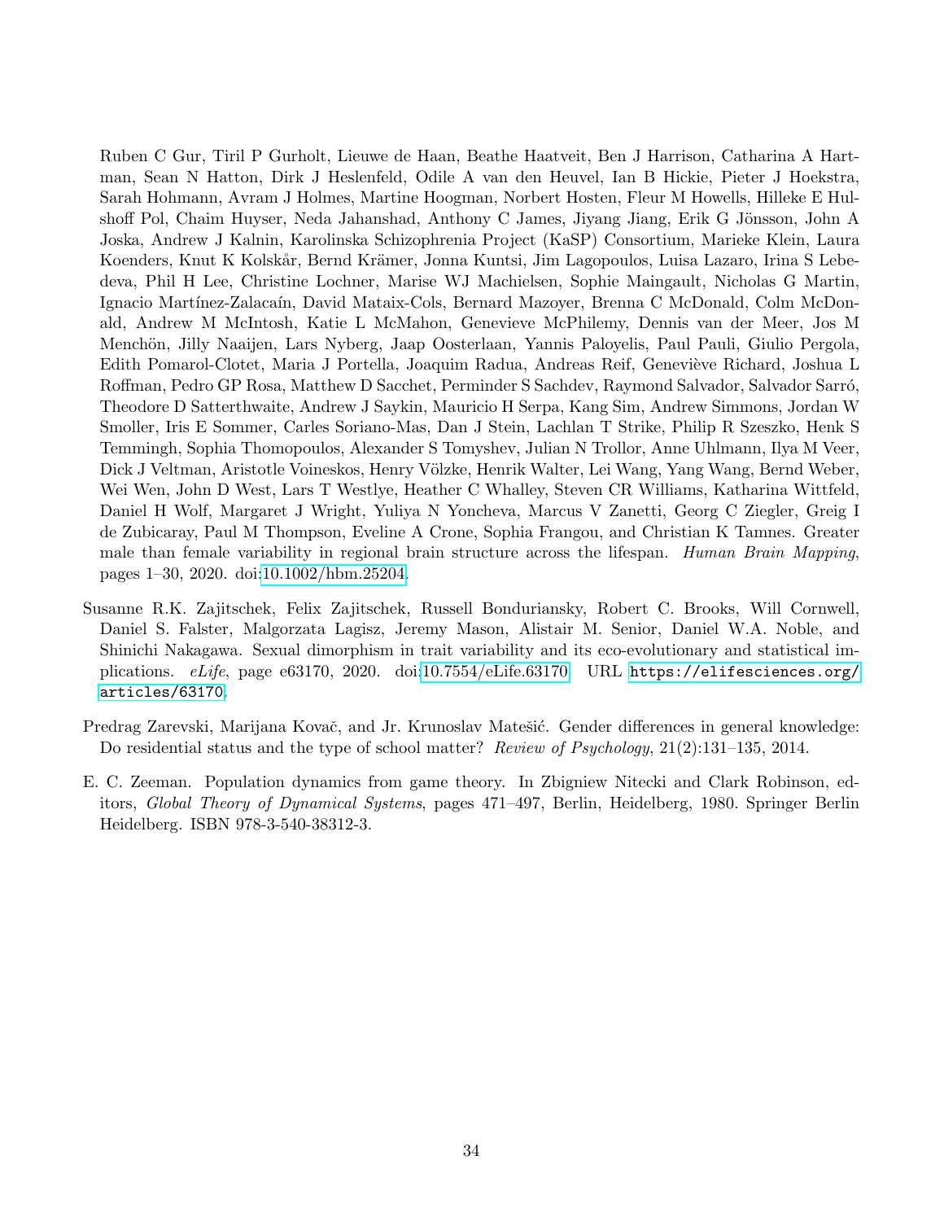Ruben C Gur, Tiril P Gurholt, Lieuwe de Haan, Beathe Haatveit, Ben J Harrison, Catharina A Hartman, Sean N Hatton, Dirk J Heslenfeld, Odile A van den Heuvel, Ian B Hickie, Pieter J Hoekstra, Sarah Hohmann, Avram J Holmes, Martine Hoogman, Norbert Hosten, Fleur M Howells, Hilleke E Hulshoff Pol, Chaim Huyser, Neda Jahanshad, Anthony C James, Jiyang Jiang, Erik G Jönsson, John A Joska, Andrew J Kalnin, Karolinska Schizophrenia Project (KaSP) Consortium, Marieke Klein, Laura Koenders, Knut K Kolskår, Bernd Krämer, Jonna Kuntsi, Jim Lagopoulos, Luisa Lazaro, Irina S Lebedeva, Phil H Lee, Christine Lochner, Marise WJ Machielsen, Sophie Maingault, Nicholas G Martin, Ignacio Martínez-Zalacaín, David Mataix-Cols, Bernard Mazoyer, Brenna C McDonald, Colm McDonald, Andrew M McIntosh, Katie L McMahon, Genevieve McPhilemy, Dennis van der Meer, Jos M Menchön, Jilly Naaijen, Lars Nyberg, Jaap Oosterlaan, Yannis Paloyelis, Paul Pauli, Giulio Pergola, Edith Pomarol-Clotet, Maria J Portella, Joaquim Radua, Andreas Reif, Geneviève Richard, Joshua L Roffman, Pedro GP Rosa, Matthew D Sacchet, Perminder S Sachdev, Raymond Salvador, Salvador Sarró, Theodore D Satterthwaite, Andrew J Saykin, Mauricio H Serpa, Kang Sim, Andrew Simmons, Jordan W Smoller, Iris E Sommer, Carles Soriano-Mas, Dan J Stein, Lachlan T Strike, Philip R Szeszko, Henk S Temmingh, Sophia Thomopoulos, Alexander S Tomyshev, Julian N Trollor, Anne Uhlmann, Ilya M Veer, Dick J Veltman, Aristotle Voineskos, Henry Völzke, Henrik Walter, Lei Wang, Yang Wang, Bernd Weber, Wei Wen, John D West, Lars T Westlye, Heather C Whalley, Steven CR Williams, Katharina Wittfeld, Daniel H Wolf, Margaret J Wright, Yuliya N Yoncheva, Marcus V Zanetti, Georg C Ziegler, Greig I de Zubicaray, Paul M Thompson, Eveline A Crone, Sophia Frangou, and Christian K Tamnes. Greater male than female variability in regional brain structure across the lifespan. *Human Brain Mapping*, pages 1–30, 2020. doi:10.1002/hbm.25204.

Susanne R.K. Zajitschek, Felix Zajitschek, Russell Bonduriansky, Robert C. Brooks, Will Cornwell, Daniel S. Falster, Malgorzata Lagisz, Jeremy Mason, Alistair M. Senior, Daniel W.A. Noble, and Shinichi Nakagawa. Sexual dimorphism in trait variability and its eco-evolutionary and statistical implications. *eLife*, page e63170, 2020. doi:10.7554/eLife.63170. URL `https://elifesciences.org/articles/63170`.

Predrag Zarevski, Marijana Kovač, and Jr. Krunoslav Matešić. Gender differences in general knowledge: Do residential status and the type of school matter? *Review of Psychology*, 21(2):131–135, 2014.

E. C. Zeeman. Population dynamics from game theory. In Zbigniew Nitecki and Clark Robinson, editors, *Global Theory of Dynamical Systems*, pages 471–497, Berlin, Heidelberg, 1980. Springer Berlin Heidelberg. ISBN 978-3-540-38312-3.